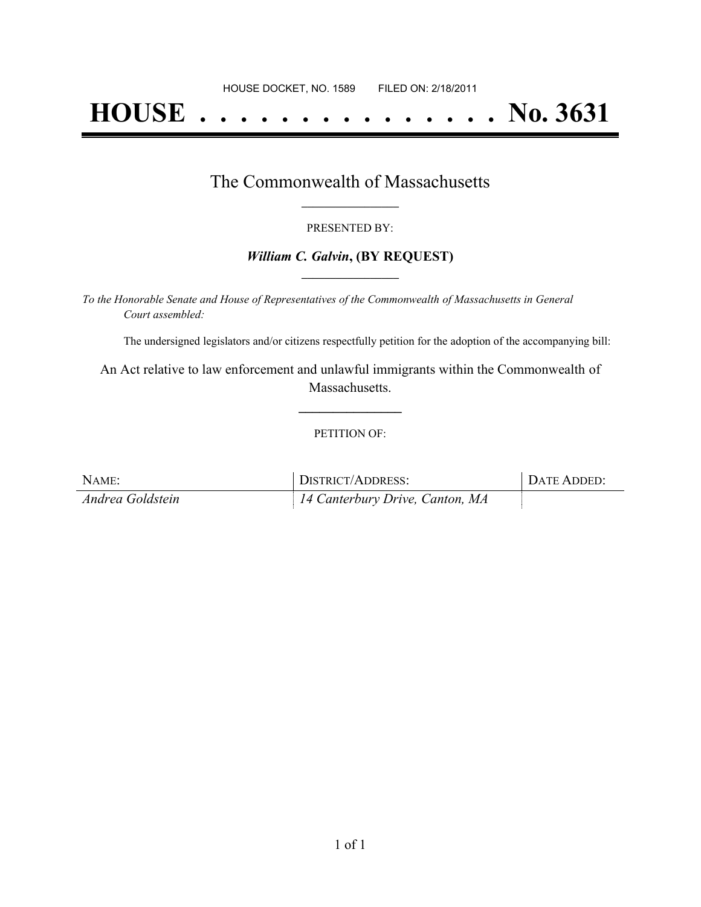HOUSE DOCKET, NO. 1589 FILED ON: 2/18/2011

# HOUSE . . . . . . . . . . . . . . . No. 3631

## The Commonwealth of Massachusetts

PRESENTED BY:

***William C. Galvin*, (BY REQUEST)**

*To the Honorable Senate and House of Representatives of the Commonwealth of Massachusetts in General Court assembled:*

The undersigned legislators and/or citizens respectfully petition for the adoption of the accompanying bill:

An Act relative to law enforcement and unlawful immigrants within the Commonwealth of Massachusetts.

PETITION OF:

| NAME: | DISTRICT/ADDRESS: | DATE ADDED: |
|---|---|---|
| *Andrea Goldstein* | *14 Canterbury Drive, Canton, MA* | |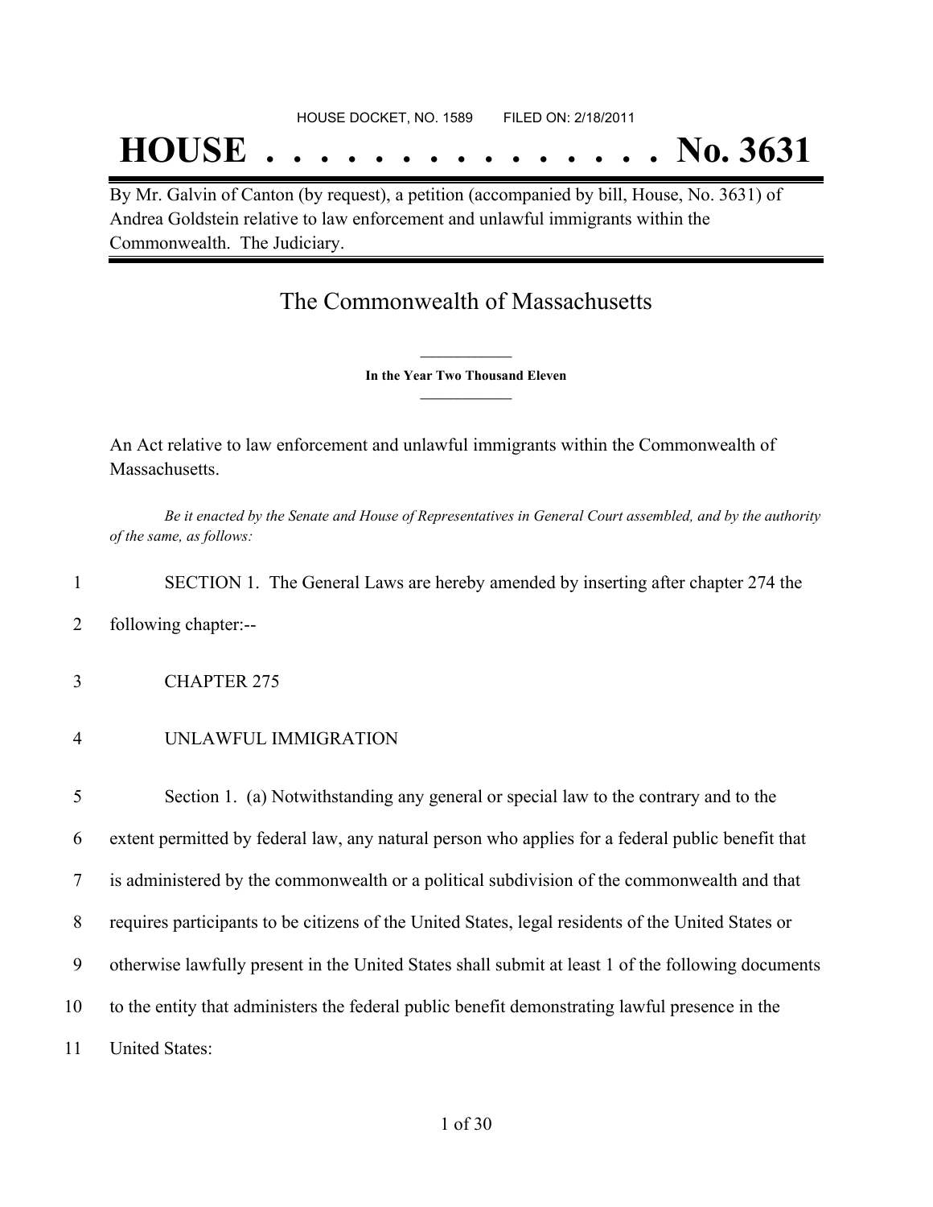HOUSE DOCKET, NO. 1589        FILED ON: 2/18/2011

# HOUSE . . . . . . . . . . . . . . . No. 3631

By Mr. Galvin of Canton (by request), a petition (accompanied by bill, House, No. 3631) of Andrea Goldstein relative to law enforcement and unlawful immigrants within the Commonwealth. The Judiciary.

## The Commonwealth of Massachusetts

**In the Year Two Thousand Eleven**

An Act relative to law enforcement and unlawful immigrants within the Commonwealth of Massachusetts.

*Be it enacted by the Senate and House of Representatives in General Court assembled, and by the authority of the same, as follows:*

1 SECTION 1. The General Laws are hereby amended by inserting after chapter 274 the

2 following chapter:--

3 CHAPTER 275

4 UNLAWFUL IMMIGRATION

5 Section 1. (a) Notwithstanding any general or special law to the contrary and to the

6 extent permitted by federal law, any natural person who applies for a federal public benefit that

7 is administered by the commonwealth or a political subdivision of the commonwealth and that

8 requires participants to be citizens of the United States, legal residents of the United States or

9 otherwise lawfully present in the United States shall submit at least 1 of the following documents

10 to the entity that administers the federal public benefit demonstrating lawful presence in the

11 United States: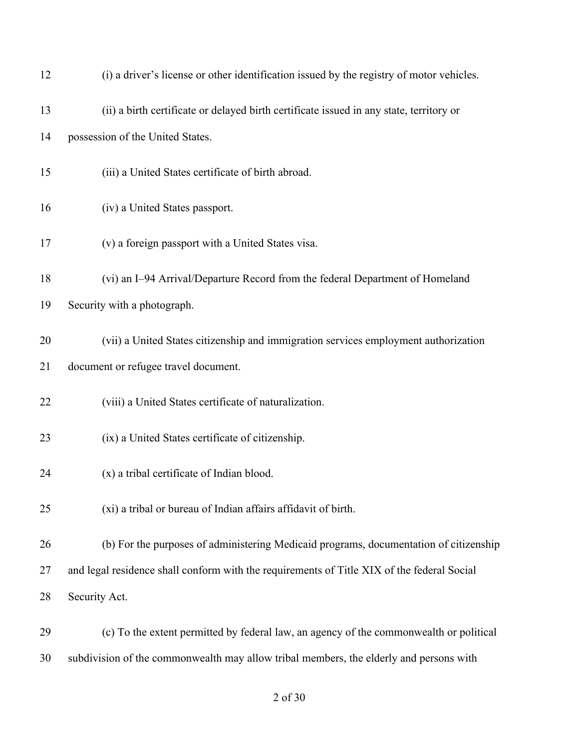(i) a driver’s license or other identification issued by the registry of motor vehicles.

(ii) a birth certificate or delayed birth certificate issued in any state, territory or possession of the United States.

(iii) a United States certificate of birth abroad.

(iv) a United States passport.

(v) a foreign passport with a United States visa.

(vi) an I–94 Arrival/Departure Record from the federal Department of Homeland Security with a photograph.

(vii) a United States citizenship and immigration services employment authorization document or refugee travel document.

(viii) a United States certificate of naturalization.

(ix) a United States certificate of citizenship.

(x) a tribal certificate of Indian blood.

(xi) a tribal or bureau of Indian affairs affidavit of birth.

(b) For the purposes of administering Medicaid programs, documentation of citizenship and legal residence shall conform with the requirements of Title XIX of the federal Social Security Act.

(c) To the extent permitted by federal law, an agency of the commonwealth or political subdivision of the commonwealth may allow tribal members, the elderly and persons with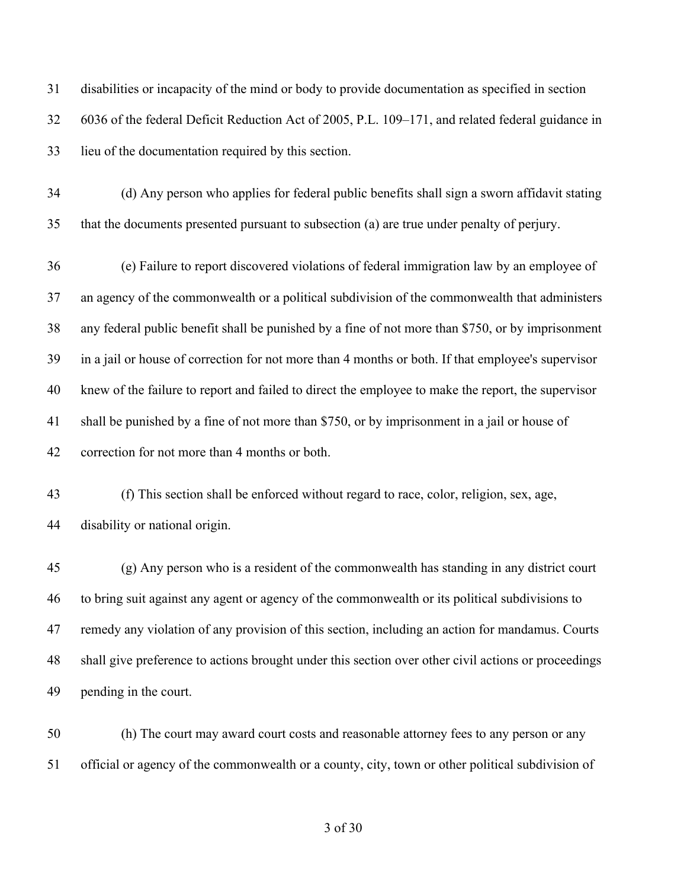disabilities or incapacity of the mind or body to provide documentation as specified in section 6036 of the federal Deficit Reduction Act of 2005, P.L. 109–171, and related federal guidance in lieu of the documentation required by this section.

(d) Any person who applies for federal public benefits shall sign a sworn affidavit stating that the documents presented pursuant to subsection (a) are true under penalty of perjury.

(e) Failure to report discovered violations of federal immigration law by an employee of an agency of the commonwealth or a political subdivision of the commonwealth that administers any federal public benefit shall be punished by a fine of not more than $750, or by imprisonment in a jail or house of correction for not more than 4 months or both. If that employee's supervisor knew of the failure to report and failed to direct the employee to make the report, the supervisor shall be punished by a fine of not more than $750, or by imprisonment in a jail or house of correction for not more than 4 months or both.

(f) This section shall be enforced without regard to race, color, religion, sex, age, disability or national origin.

(g) Any person who is a resident of the commonwealth has standing in any district court to bring suit against any agent or agency of the commonwealth or its political subdivisions to remedy any violation of any provision of this section, including an action for mandamus. Courts shall give preference to actions brought under this section over other civil actions or proceedings pending in the court.

(h) The court may award court costs and reasonable attorney fees to any person or any official or agency of the commonwealth or a county, city, town or other political subdivision of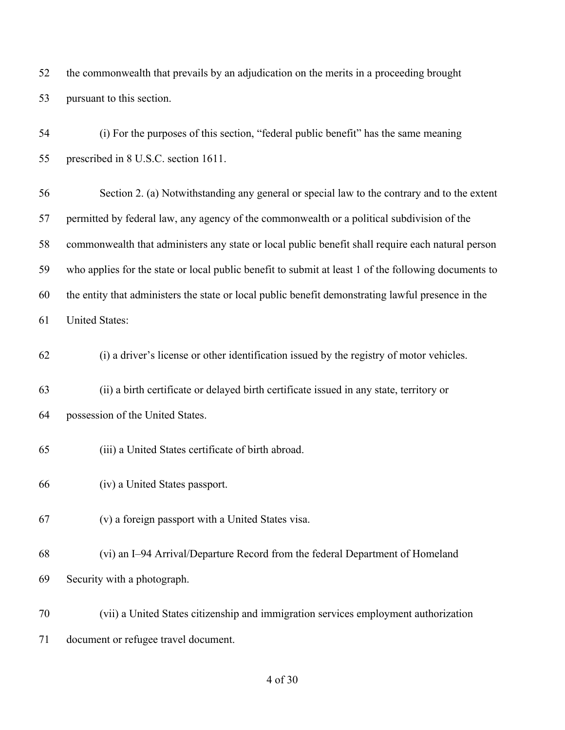the commonwealth that prevails by an adjudication on the merits in a proceeding brought pursuant to this section.

(i) For the purposes of this section, "federal public benefit" has the same meaning prescribed in 8 U.S.C. section 1611.

Section 2. (a) Notwithstanding any general or special law to the contrary and to the extent permitted by federal law, any agency of the commonwealth or a political subdivision of the commonwealth that administers any state or local public benefit shall require each natural person who applies for the state or local public benefit to submit at least 1 of the following documents to the entity that administers the state or local public benefit demonstrating lawful presence in the United States:

(i) a driver's license or other identification issued by the registry of motor vehicles.

(ii) a birth certificate or delayed birth certificate issued in any state, territory or possession of the United States.

(iii) a United States certificate of birth abroad.

(iv) a United States passport.

(v) a foreign passport with a United States visa.

(vi) an I–94 Arrival/Departure Record from the federal Department of Homeland Security with a photograph.

(vii) a United States citizenship and immigration services employment authorization document or refugee travel document.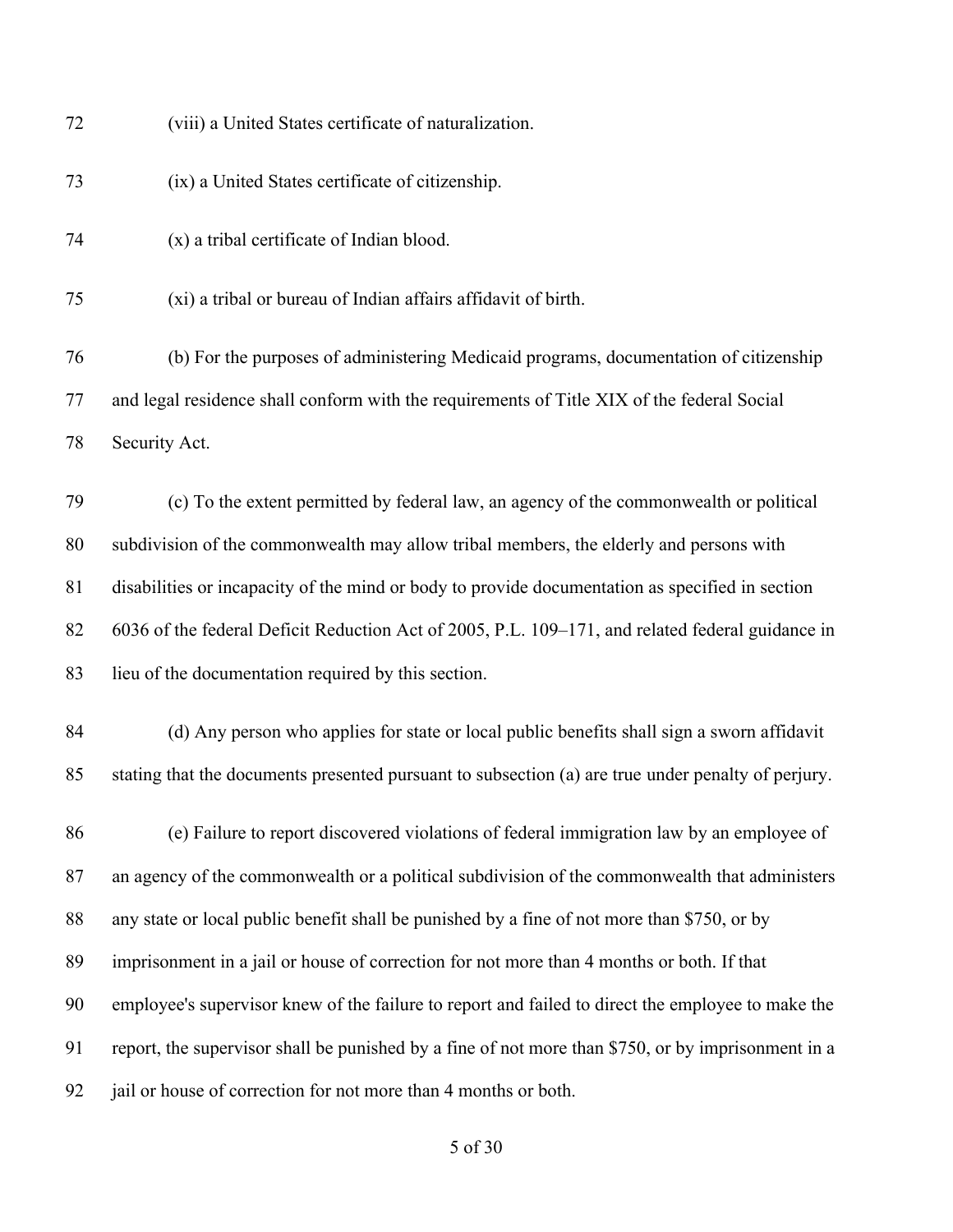(viii) a United States certificate of naturalization.

(ix) a United States certificate of citizenship.

(x) a tribal certificate of Indian blood.

(xi) a tribal or bureau of Indian affairs affidavit of birth.

(b) For the purposes of administering Medicaid programs, documentation of citizenship and legal residence shall conform with the requirements of Title XIX of the federal Social Security Act.

(c) To the extent permitted by federal law, an agency of the commonwealth or political subdivision of the commonwealth may allow tribal members, the elderly and persons with disabilities or incapacity of the mind or body to provide documentation as specified in section 6036 of the federal Deficit Reduction Act of 2005, P.L. 109–171, and related federal guidance in lieu of the documentation required by this section.

(d) Any person who applies for state or local public benefits shall sign a sworn affidavit stating that the documents presented pursuant to subsection (a) are true under penalty of perjury.

(e) Failure to report discovered violations of federal immigration law by an employee of an agency of the commonwealth or a political subdivision of the commonwealth that administers any state or local public benefit shall be punished by a fine of not more than $750, or by imprisonment in a jail or house of correction for not more than 4 months or both. If that employee's supervisor knew of the failure to report and failed to direct the employee to make the report, the supervisor shall be punished by a fine of not more than $750, or by imprisonment in a jail or house of correction for not more than 4 months or both.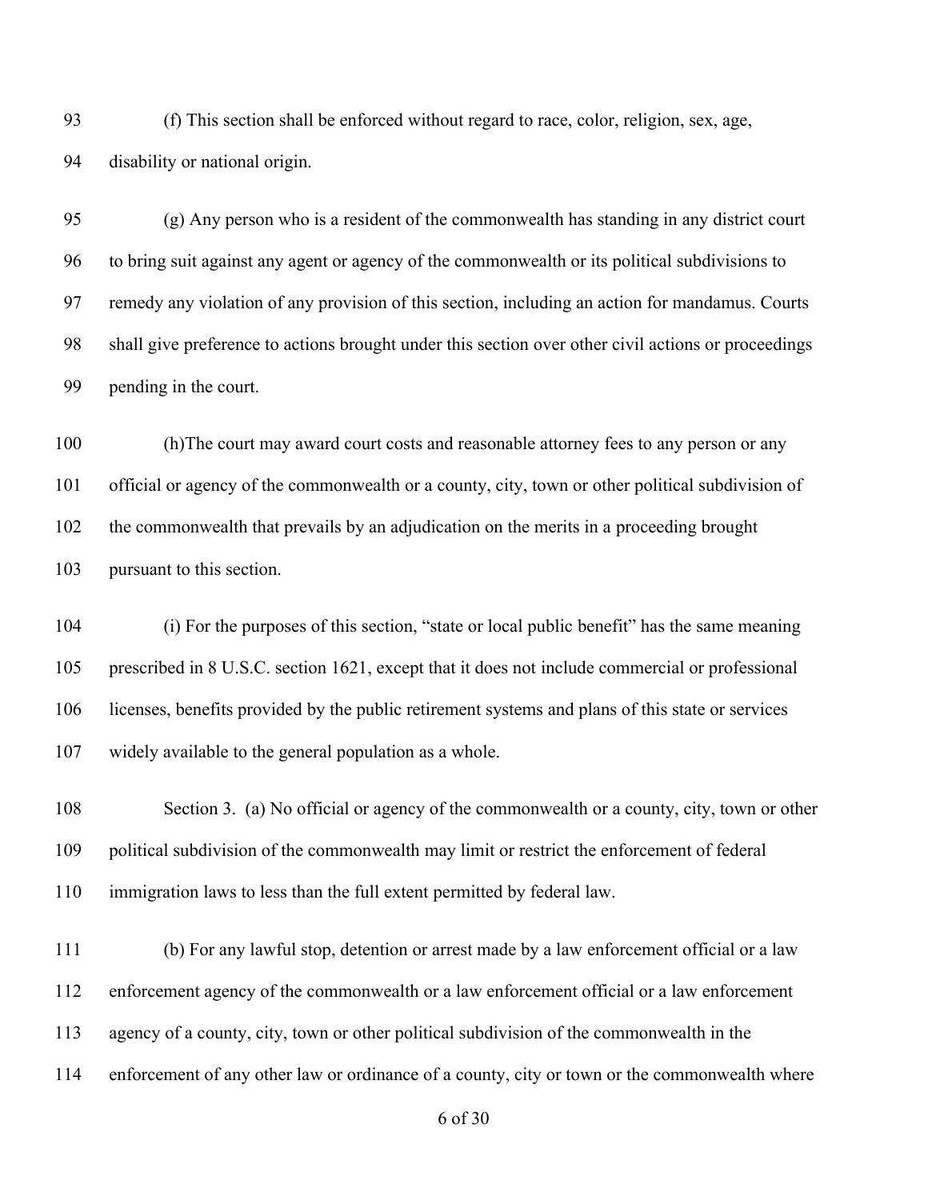(f) This section shall be enforced without regard to race, color, religion, sex, age, disability or national origin.

(g) Any person who is a resident of the commonwealth has standing in any district court to bring suit against any agent or agency of the commonwealth or its political subdivisions to remedy any violation of any provision of this section, including an action for mandamus. Courts shall give preference to actions brought under this section over other civil actions or proceedings pending in the court.

(h)The court may award court costs and reasonable attorney fees to any person or any official or agency of the commonwealth or a county, city, town or other political subdivision of the commonwealth that prevails by an adjudication on the merits in a proceeding brought pursuant to this section.

(i) For the purposes of this section, "state or local public benefit" has the same meaning prescribed in 8 U.S.C. section 1621, except that it does not include commercial or professional licenses, benefits provided by the public retirement systems and plans of this state or services widely available to the general population as a whole.

Section 3. (a) No official or agency of the commonwealth or a county, city, town or other political subdivision of the commonwealth may limit or restrict the enforcement of federal immigration laws to less than the full extent permitted by federal law.

(b) For any lawful stop, detention or arrest made by a law enforcement official or a law enforcement agency of the commonwealth or a law enforcement official or a law enforcement agency of a county, city, town or other political subdivision of the commonwealth in the enforcement of any other law or ordinance of a county, city or town or the commonwealth where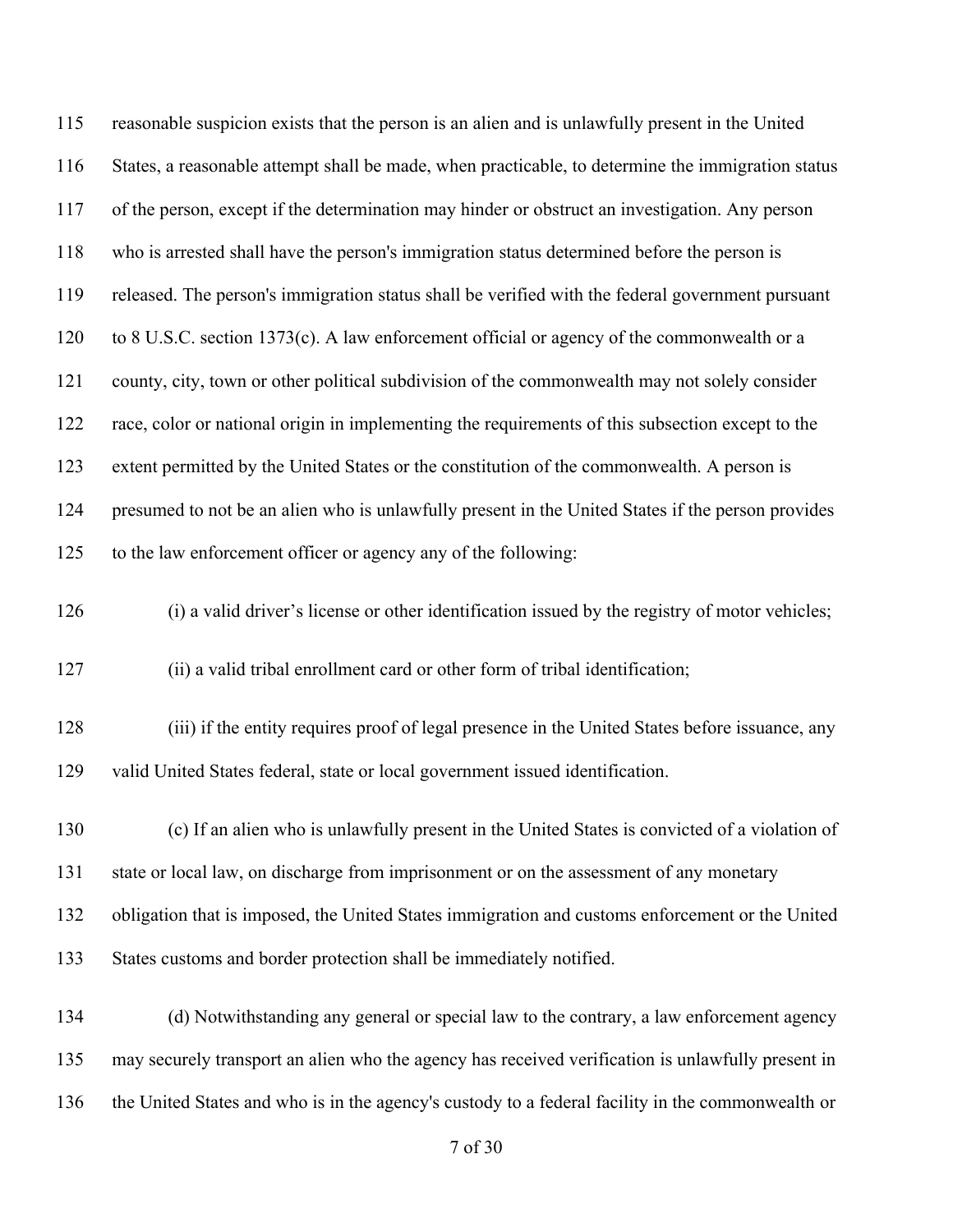reasonable suspicion exists that the person is an alien and is unlawfully present in the United States, a reasonable attempt shall be made, when practicable, to determine the immigration status of the person, except if the determination may hinder or obstruct an investigation. Any person who is arrested shall have the person's immigration status determined before the person is released. The person's immigration status shall be verified with the federal government pursuant to 8 U.S.C. section 1373(c). A law enforcement official or agency of the commonwealth or a county, city, town or other political subdivision of the commonwealth may not solely consider race, color or national origin in implementing the requirements of this subsection except to the extent permitted by the United States or the constitution of the commonwealth. A person is presumed to not be an alien who is unlawfully present in the United States if the person provides to the law enforcement officer or agency any of the following:

(i) a valid driver's license or other identification issued by the registry of motor vehicles;

(ii) a valid tribal enrollment card or other form of tribal identification;

(iii) if the entity requires proof of legal presence in the United States before issuance, any valid United States federal, state or local government issued identification.

(c) If an alien who is unlawfully present in the United States is convicted of a violation of state or local law, on discharge from imprisonment or on the assessment of any monetary obligation that is imposed, the United States immigration and customs enforcement or the United States customs and border protection shall be immediately notified.

(d) Notwithstanding any general or special law to the contrary, a law enforcement agency may securely transport an alien who the agency has received verification is unlawfully present in the United States and who is in the agency's custody to a federal facility in the commonwealth or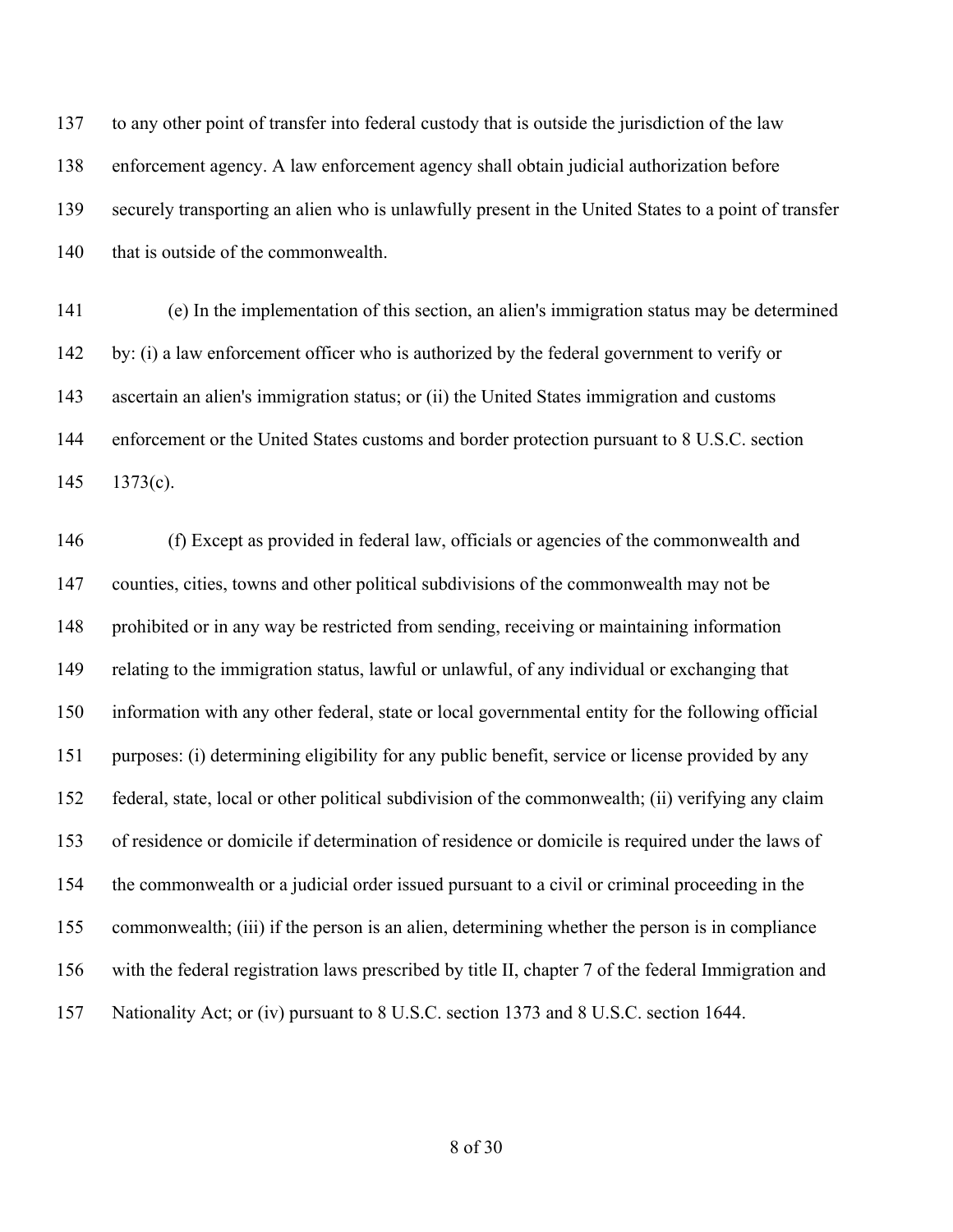to any other point of transfer into federal custody that is outside the jurisdiction of the law enforcement agency. A law enforcement agency shall obtain judicial authorization before securely transporting an alien who is unlawfully present in the United States to a point of transfer that is outside of the commonwealth.

(e) In the implementation of this section, an alien's immigration status may be determined by: (i) a law enforcement officer who is authorized by the federal government to verify or ascertain an alien's immigration status; or (ii) the United States immigration and customs enforcement or the United States customs and border protection pursuant to 8 U.S.C. section 1373(c).

(f) Except as provided in federal law, officials or agencies of the commonwealth and counties, cities, towns and other political subdivisions of the commonwealth may not be prohibited or in any way be restricted from sending, receiving or maintaining information relating to the immigration status, lawful or unlawful, of any individual or exchanging that information with any other federal, state or local governmental entity for the following official purposes: (i) determining eligibility for any public benefit, service or license provided by any federal, state, local or other political subdivision of the commonwealth; (ii) verifying any claim of residence or domicile if determination of residence or domicile is required under the laws of the commonwealth or a judicial order issued pursuant to a civil or criminal proceeding in the commonwealth; (iii) if the person is an alien, determining whether the person is in compliance with the federal registration laws prescribed by title II, chapter 7 of the federal Immigration and Nationality Act; or (iv) pursuant to 8 U.S.C. section 1373 and 8 U.S.C. section 1644.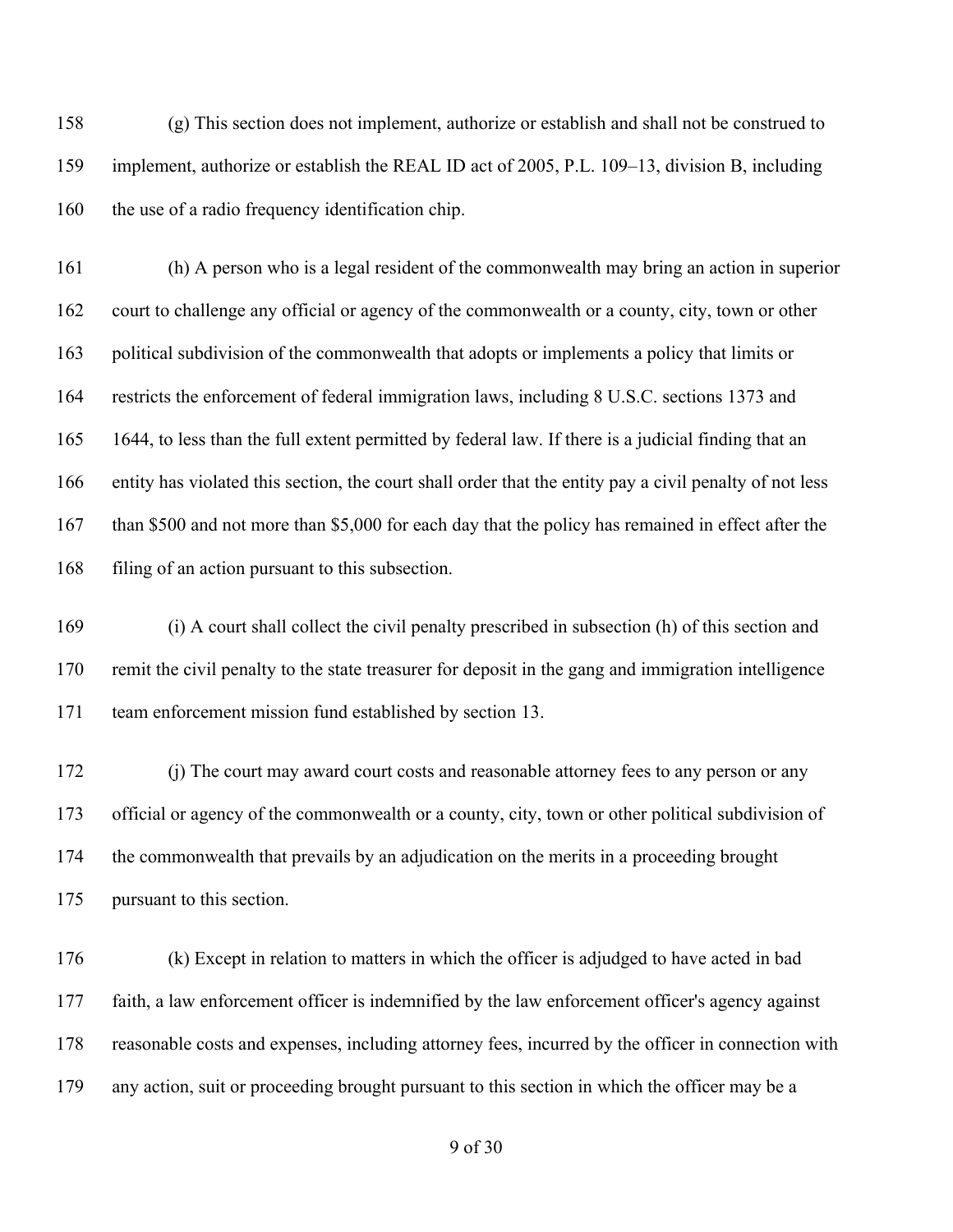(g) This section does not implement, authorize or establish and shall not be construed to implement, authorize or establish the REAL ID act of 2005, P.L. 109–13, division B, including the use of a radio frequency identification chip.

(h) A person who is a legal resident of the commonwealth may bring an action in superior court to challenge any official or agency of the commonwealth or a county, city, town or other political subdivision of the commonwealth that adopts or implements a policy that limits or restricts the enforcement of federal immigration laws, including 8 U.S.C. sections 1373 and 1644, to less than the full extent permitted by federal law. If there is a judicial finding that an entity has violated this section, the court shall order that the entity pay a civil penalty of not less than $500 and not more than $5,000 for each day that the policy has remained in effect after the filing of an action pursuant to this subsection.

(i) A court shall collect the civil penalty prescribed in subsection (h) of this section and remit the civil penalty to the state treasurer for deposit in the gang and immigration intelligence team enforcement mission fund established by section 13.

(j) The court may award court costs and reasonable attorney fees to any person or any official or agency of the commonwealth or a county, city, town or other political subdivision of the commonwealth that prevails by an adjudication on the merits in a proceeding brought pursuant to this section.

(k) Except in relation to matters in which the officer is adjudged to have acted in bad faith, a law enforcement officer is indemnified by the law enforcement officer's agency against reasonable costs and expenses, including attorney fees, incurred by the officer in connection with any action, suit or proceeding brought pursuant to this section in which the officer may be a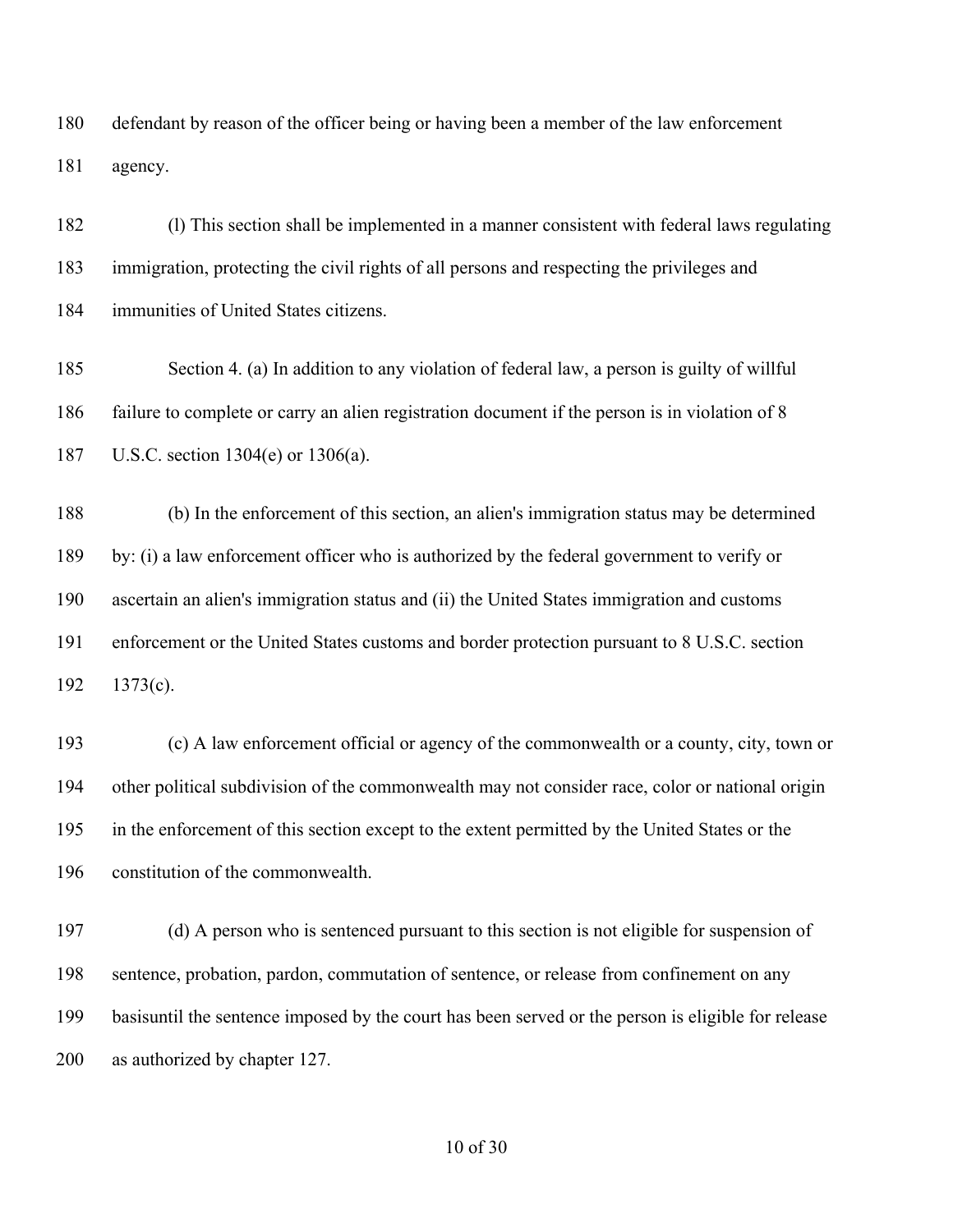defendant by reason of the officer being or having been a member of the law enforcement agency.

(l) This section shall be implemented in a manner consistent with federal laws regulating immigration, protecting the civil rights of all persons and respecting the privileges and immunities of United States citizens.

Section 4. (a) In addition to any violation of federal law, a person is guilty of willful failure to complete or carry an alien registration document if the person is in violation of 8 U.S.C. section 1304(e) or 1306(a).

(b) In the enforcement of this section, an alien's immigration status may be determined by: (i) a law enforcement officer who is authorized by the federal government to verify or ascertain an alien's immigration status and (ii) the United States immigration and customs enforcement or the United States customs and border protection pursuant to 8 U.S.C. section 1373(c).

(c) A law enforcement official or agency of the commonwealth or a county, city, town or other political subdivision of the commonwealth may not consider race, color or national origin in the enforcement of this section except to the extent permitted by the United States or the constitution of the commonwealth.

(d) A person who is sentenced pursuant to this section is not eligible for suspension of sentence, probation, pardon, commutation of sentence, or release from confinement on any basisuntil the sentence imposed by the court has been served or the person is eligible for release as authorized by chapter 127.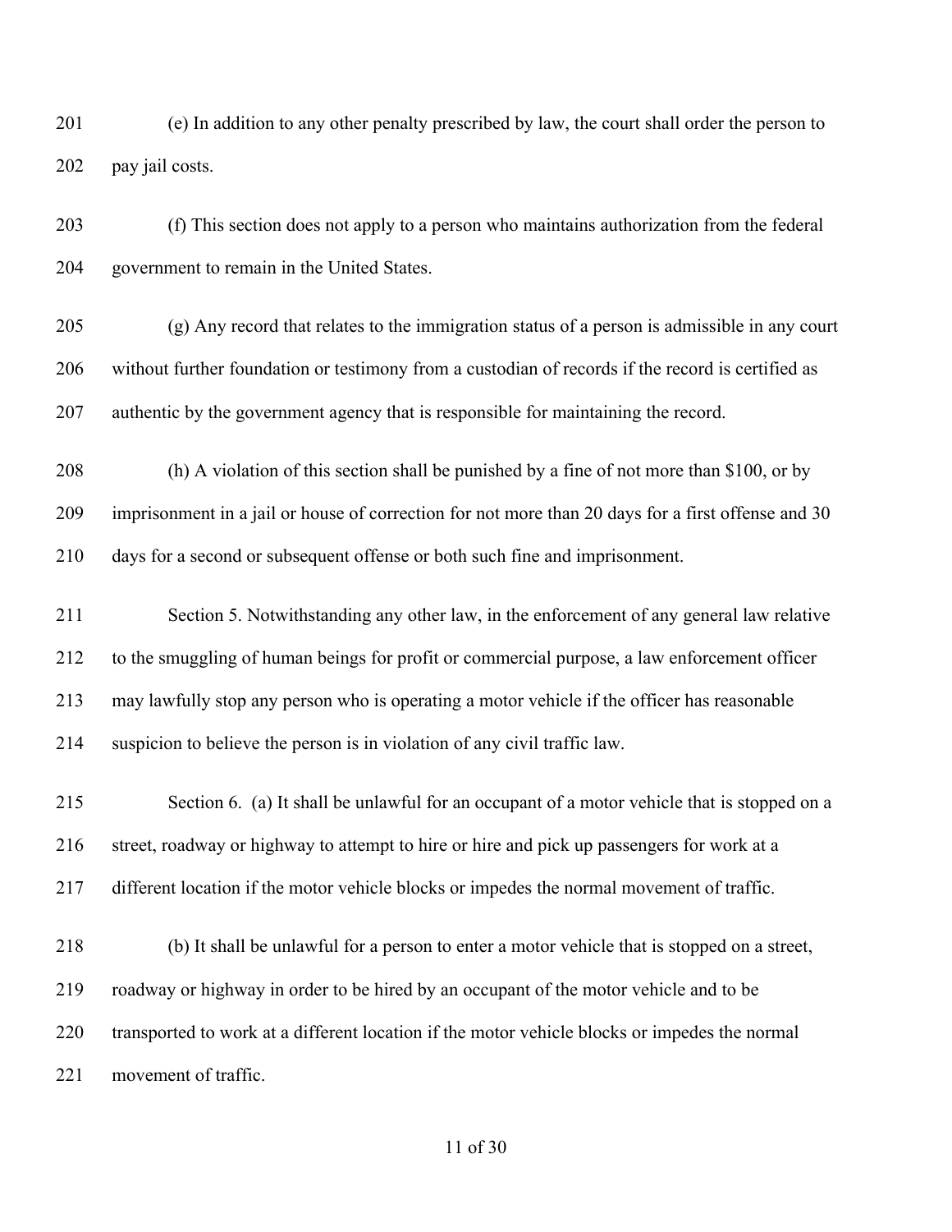(e) In addition to any other penalty prescribed by law, the court shall order the person to pay jail costs.

(f) This section does not apply to a person who maintains authorization from the federal government to remain in the United States.

(g) Any record that relates to the immigration status of a person is admissible in any court without further foundation or testimony from a custodian of records if the record is certified as authentic by the government agency that is responsible for maintaining the record.

(h) A violation of this section shall be punished by a fine of not more than $100, or by imprisonment in a jail or house of correction for not more than 20 days for a first offense and 30 days for a second or subsequent offense or both such fine and imprisonment.

Section 5. Notwithstanding any other law, in the enforcement of any general law relative to the smuggling of human beings for profit or commercial purpose, a law enforcement officer may lawfully stop any person who is operating a motor vehicle if the officer has reasonable suspicion to believe the person is in violation of any civil traffic law.

Section 6. (a) It shall be unlawful for an occupant of a motor vehicle that is stopped on a street, roadway or highway to attempt to hire or hire and pick up passengers for work at a different location if the motor vehicle blocks or impedes the normal movement of traffic.

(b) It shall be unlawful for a person to enter a motor vehicle that is stopped on a street, roadway or highway in order to be hired by an occupant of the motor vehicle and to be transported to work at a different location if the motor vehicle blocks or impedes the normal movement of traffic.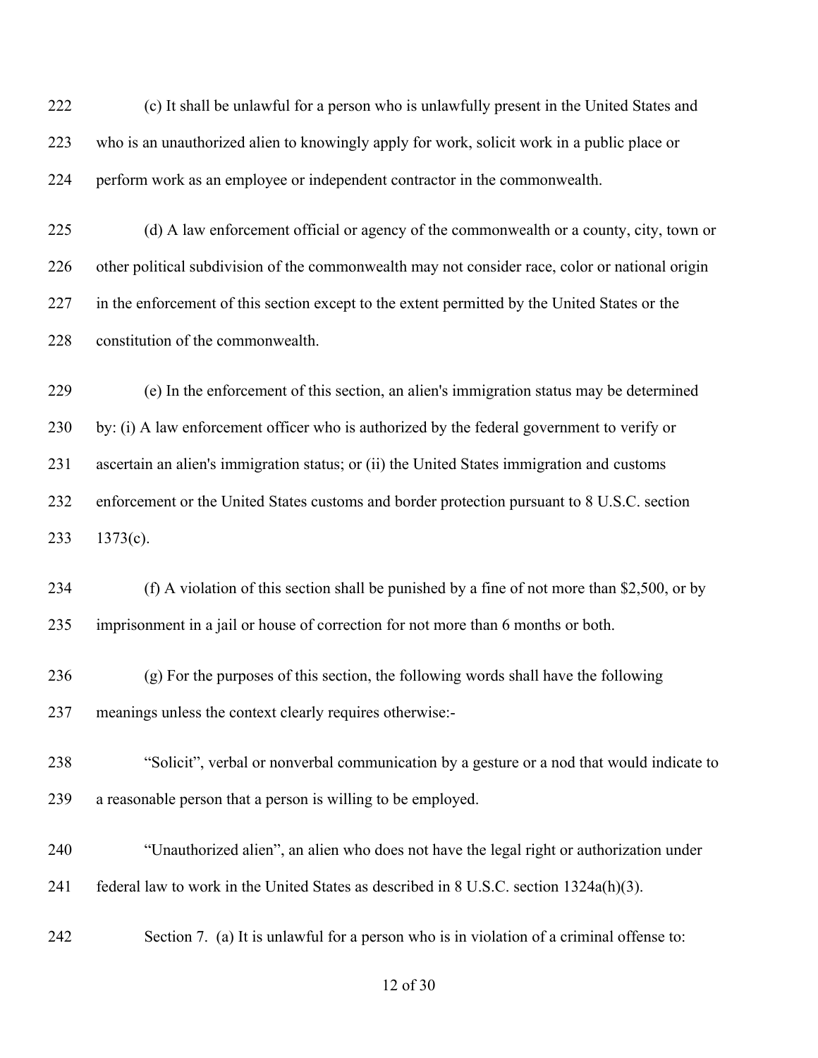(c) It shall be unlawful for a person who is unlawfully present in the United States and who is an unauthorized alien to knowingly apply for work, solicit work in a public place or perform work as an employee or independent contractor in the commonwealth.

(d) A law enforcement official or agency of the commonwealth or a county, city, town or other political subdivision of the commonwealth may not consider race, color or national origin in the enforcement of this section except to the extent permitted by the United States or the constitution of the commonwealth.

(e) In the enforcement of this section, an alien's immigration status may be determined by: (i) A law enforcement officer who is authorized by the federal government to verify or ascertain an alien's immigration status; or (ii) the United States immigration and customs enforcement or the United States customs and border protection pursuant to 8 U.S.C. section 1373(c).

(f) A violation of this section shall be punished by a fine of not more than $2,500, or by imprisonment in a jail or house of correction for not more than 6 months or both.

(g) For the purposes of this section, the following words shall have the following meanings unless the context clearly requires otherwise:-

"Solicit", verbal or nonverbal communication by a gesture or a nod that would indicate to a reasonable person that a person is willing to be employed.

"Unauthorized alien", an alien who does not have the legal right or authorization under federal law to work in the United States as described in 8 U.S.C. section 1324a(h)(3).

Section 7. (a) It is unlawful for a person who is in violation of a criminal offense to: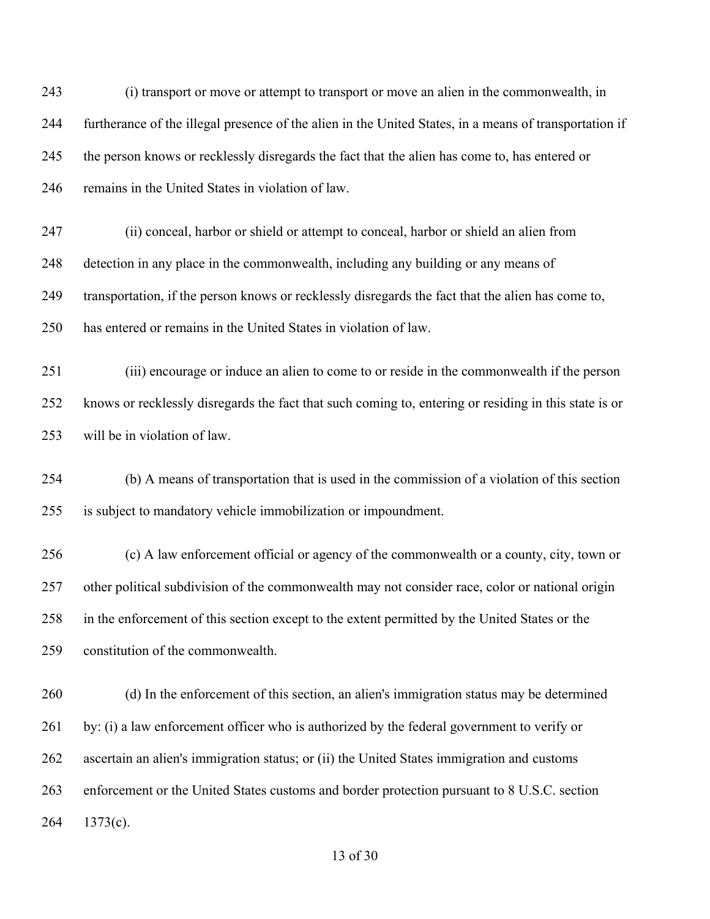(i) transport or move or attempt to transport or move an alien in the commonwealth, in furtherance of the illegal presence of the alien in the United States, in a means of transportation if the person knows or recklessly disregards the fact that the alien has come to, has entered or remains in the United States in violation of law.

(ii) conceal, harbor or shield or attempt to conceal, harbor or shield an alien from detection in any place in the commonwealth, including any building or any means of transportation, if the person knows or recklessly disregards the fact that the alien has come to, has entered or remains in the United States in violation of law.

(iii) encourage or induce an alien to come to or reside in the commonwealth if the person knows or recklessly disregards the fact that such coming to, entering or residing in this state is or will be in violation of law.

(b) A means of transportation that is used in the commission of a violation of this section is subject to mandatory vehicle immobilization or impoundment.

(c) A law enforcement official or agency of the commonwealth or a county, city, town or other political subdivision of the commonwealth may not consider race, color or national origin in the enforcement of this section except to the extent permitted by the United States or the constitution of the commonwealth.

(d) In the enforcement of this section, an alien's immigration status may be determined by: (i) a law enforcement officer who is authorized by the federal government to verify or ascertain an alien's immigration status; or (ii) the United States immigration and customs enforcement or the United States customs and border protection pursuant to 8 U.S.C. section 1373(c).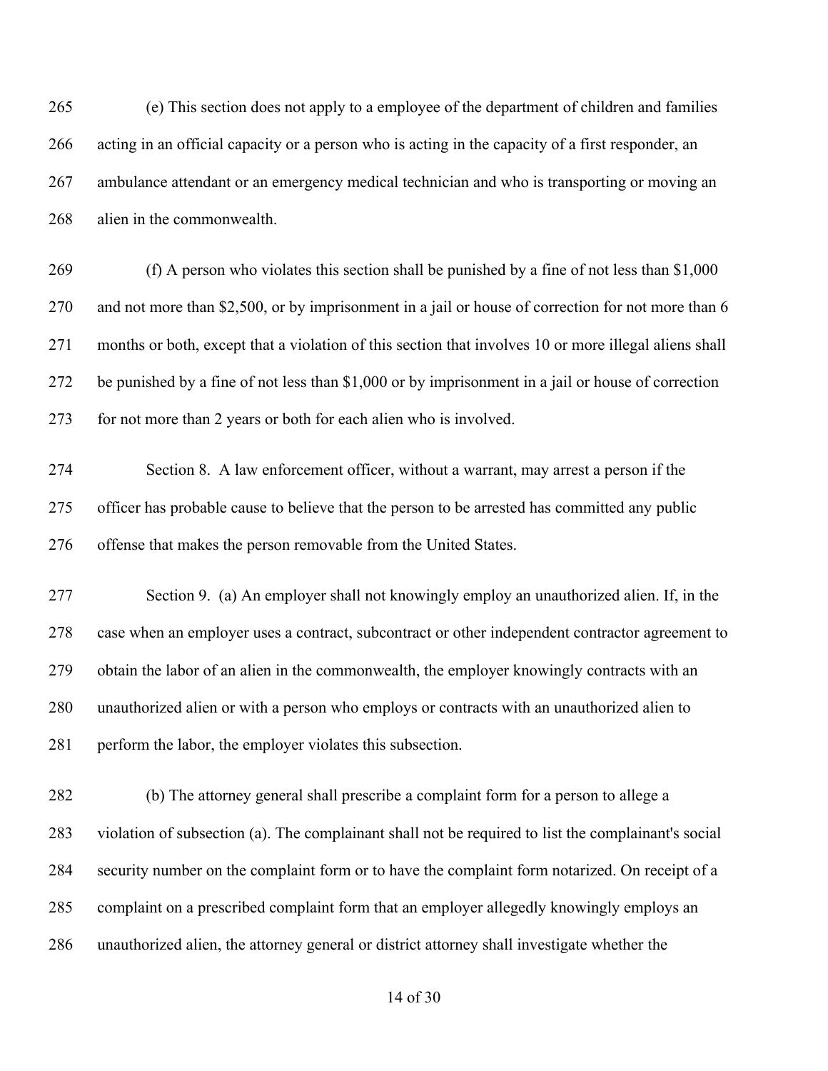(e) This section does not apply to a employee of the department of children and families acting in an official capacity or a person who is acting in the capacity of a first responder, an ambulance attendant or an emergency medical technician and who is transporting or moving an alien in the commonwealth.

(f) A person who violates this section shall be punished by a fine of not less than $1,000 and not more than $2,500, or by imprisonment in a jail or house of correction for not more than 6 months or both, except that a violation of this section that involves 10 or more illegal aliens shall be punished by a fine of not less than $1,000 or by imprisonment in a jail or house of correction for not more than 2 years or both for each alien who is involved.

Section 8. A law enforcement officer, without a warrant, may arrest a person if the officer has probable cause to believe that the person to be arrested has committed any public offense that makes the person removable from the United States.

Section 9. (a) An employer shall not knowingly employ an unauthorized alien. If, in the case when an employer uses a contract, subcontract or other independent contractor agreement to obtain the labor of an alien in the commonwealth, the employer knowingly contracts with an unauthorized alien or with a person who employs or contracts with an unauthorized alien to perform the labor, the employer violates this subsection.

(b) The attorney general shall prescribe a complaint form for a person to allege a violation of subsection (a). The complainant shall not be required to list the complainant's social security number on the complaint form or to have the complaint form notarized. On receipt of a complaint on a prescribed complaint form that an employer allegedly knowingly employs an unauthorized alien, the attorney general or district attorney shall investigate whether the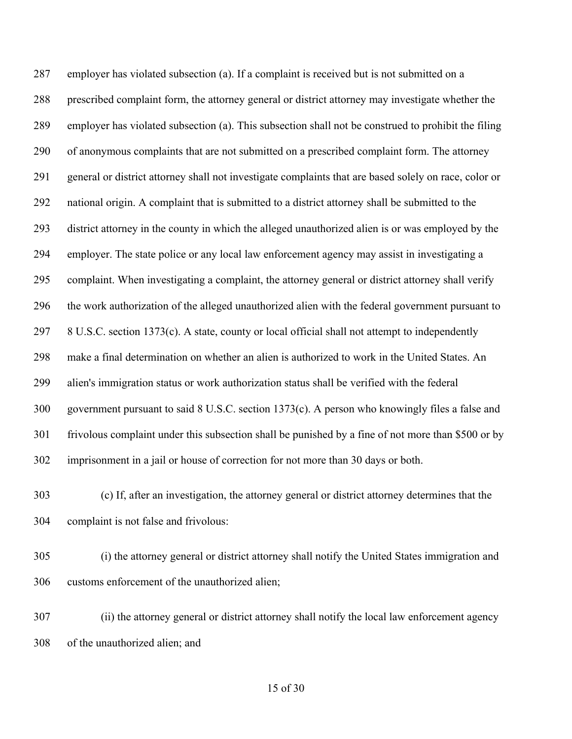employer has violated subsection (a). If a complaint is received but is not submitted on a prescribed complaint form, the attorney general or district attorney may investigate whether the employer has violated subsection (a). This subsection shall not be construed to prohibit the filing of anonymous complaints that are not submitted on a prescribed complaint form. The attorney general or district attorney shall not investigate complaints that are based solely on race, color or national origin. A complaint that is submitted to a district attorney shall be submitted to the district attorney in the county in which the alleged unauthorized alien is or was employed by the employer. The state police or any local law enforcement agency may assist in investigating a complaint. When investigating a complaint, the attorney general or district attorney shall verify the work authorization of the alleged unauthorized alien with the federal government pursuant to 8 U.S.C. section 1373(c). A state, county or local official shall not attempt to independently make a final determination on whether an alien is authorized to work in the United States. An alien's immigration status or work authorization status shall be verified with the federal government pursuant to said 8 U.S.C. section 1373(c). A person who knowingly files a false and frivolous complaint under this subsection shall be punished by a fine of not more than $500 or by imprisonment in a jail or house of correction for not more than 30 days or both.

(c) If, after an investigation, the attorney general or district attorney determines that the complaint is not false and frivolous:

(i) the attorney general or district attorney shall notify the United States immigration and customs enforcement of the unauthorized alien;

(ii) the attorney general or district attorney shall notify the local law enforcement agency of the unauthorized alien; and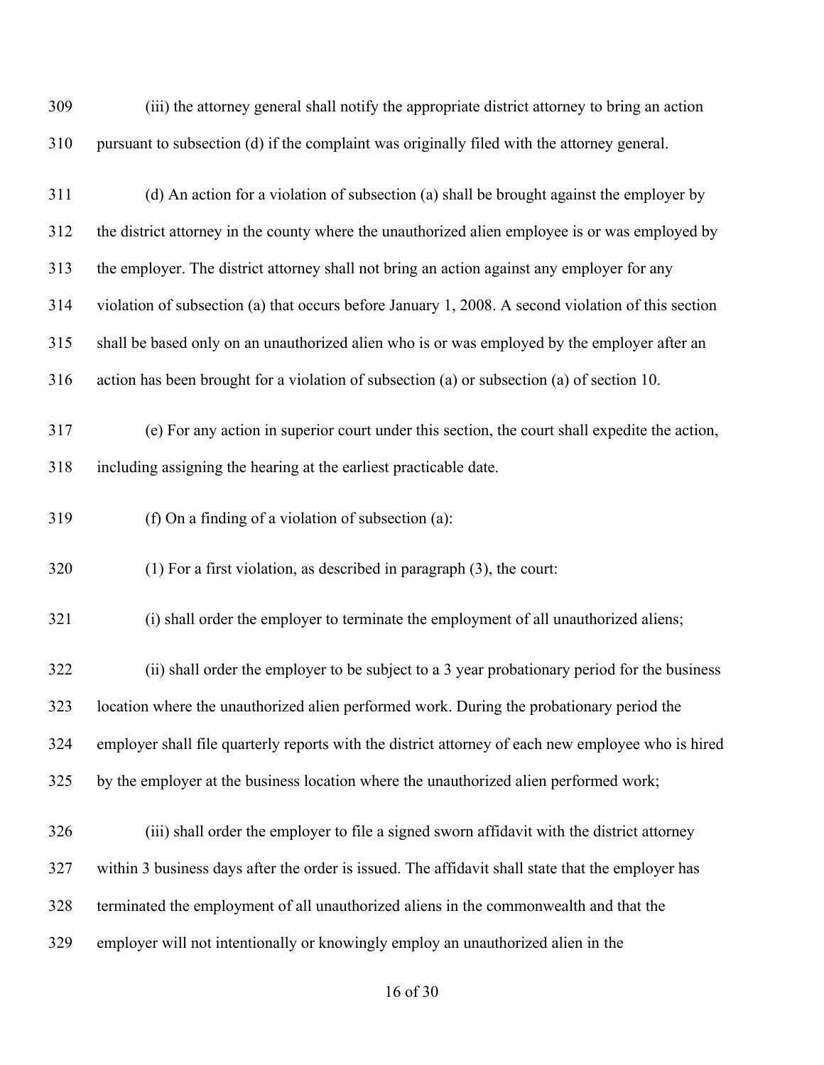309 (iii) the attorney general shall notify the appropriate district attorney to bring an action
310 pursuant to subsection (d) if the complaint was originally filed with the attorney general.

311 (d) An action for a violation of subsection (a) shall be brought against the employer by
312 the district attorney in the county where the unauthorized alien employee is or was employed by
313 the employer. The district attorney shall not bring an action against any employer for any
314 violation of subsection (a) that occurs before January 1, 2008. A second violation of this section
315 shall be based only on an unauthorized alien who is or was employed by the employer after an
316 action has been brought for a violation of subsection (a) or subsection (a) of section 10.

317 (e) For any action in superior court under this section, the court shall expedite the action,
318 including assigning the hearing at the earliest practicable date.

319 (f) On a finding of a violation of subsection (a):

320 (1) For a first violation, as described in paragraph (3), the court:

321 (i) shall order the employer to terminate the employment of all unauthorized aliens;

322 (ii) shall order the employer to be subject to a 3 year probationary period for the business
323 location where the unauthorized alien performed work. During the probationary period the
324 employer shall file quarterly reports with the district attorney of each new employee who is hired
325 by the employer at the business location where the unauthorized alien performed work;

326 (iii) shall order the employer to file a signed sworn affidavit with the district attorney
327 within 3 business days after the order is issued. The affidavit shall state that the employer has
328 terminated the employment of all unauthorized aliens in the commonwealth and that the
329 employer will not intentionally or knowingly employ an unauthorized alien in the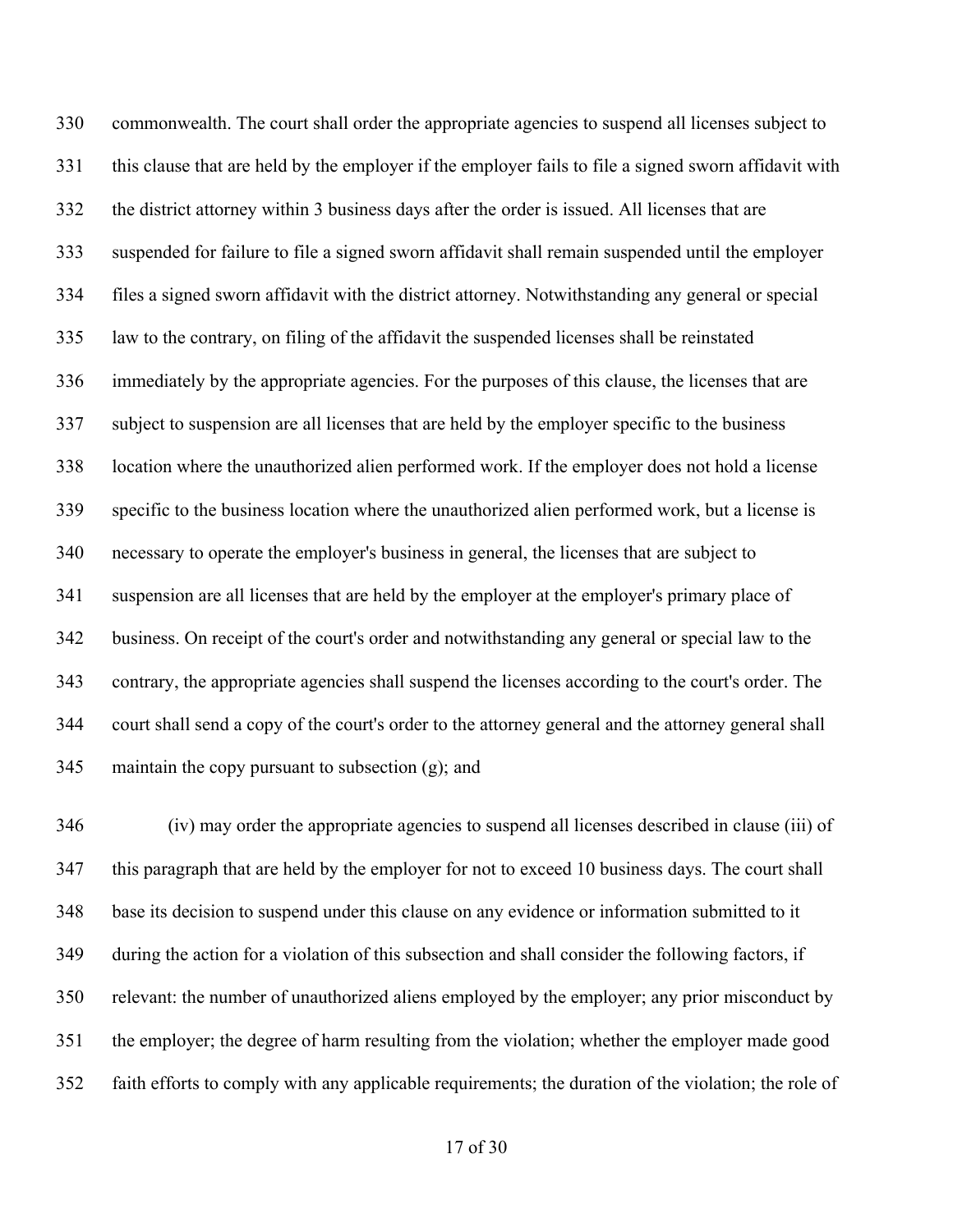commonwealth. The court shall order the appropriate agencies to suspend all licenses subject to this clause that are held by the employer if the employer fails to file a signed sworn affidavit with the district attorney within 3 business days after the order is issued. All licenses that are suspended for failure to file a signed sworn affidavit shall remain suspended until the employer files a signed sworn affidavit with the district attorney. Notwithstanding any general or special law to the contrary, on filing of the affidavit the suspended licenses shall be reinstated immediately by the appropriate agencies. For the purposes of this clause, the licenses that are subject to suspension are all licenses that are held by the employer specific to the business location where the unauthorized alien performed work. If the employer does not hold a license specific to the business location where the unauthorized alien performed work, but a license is necessary to operate the employer's business in general, the licenses that are subject to suspension are all licenses that are held by the employer at the employer's primary place of business. On receipt of the court's order and notwithstanding any general or special law to the contrary, the appropriate agencies shall suspend the licenses according to the court's order. The court shall send a copy of the court's order to the attorney general and the attorney general shall maintain the copy pursuant to subsection (g); and

(iv) may order the appropriate agencies to suspend all licenses described in clause (iii) of this paragraph that are held by the employer for not to exceed 10 business days. The court shall base its decision to suspend under this clause on any evidence or information submitted to it during the action for a violation of this subsection and shall consider the following factors, if relevant: the number of unauthorized aliens employed by the employer; any prior misconduct by the employer; the degree of harm resulting from the violation; whether the employer made good faith efforts to comply with any applicable requirements; the duration of the violation; the role of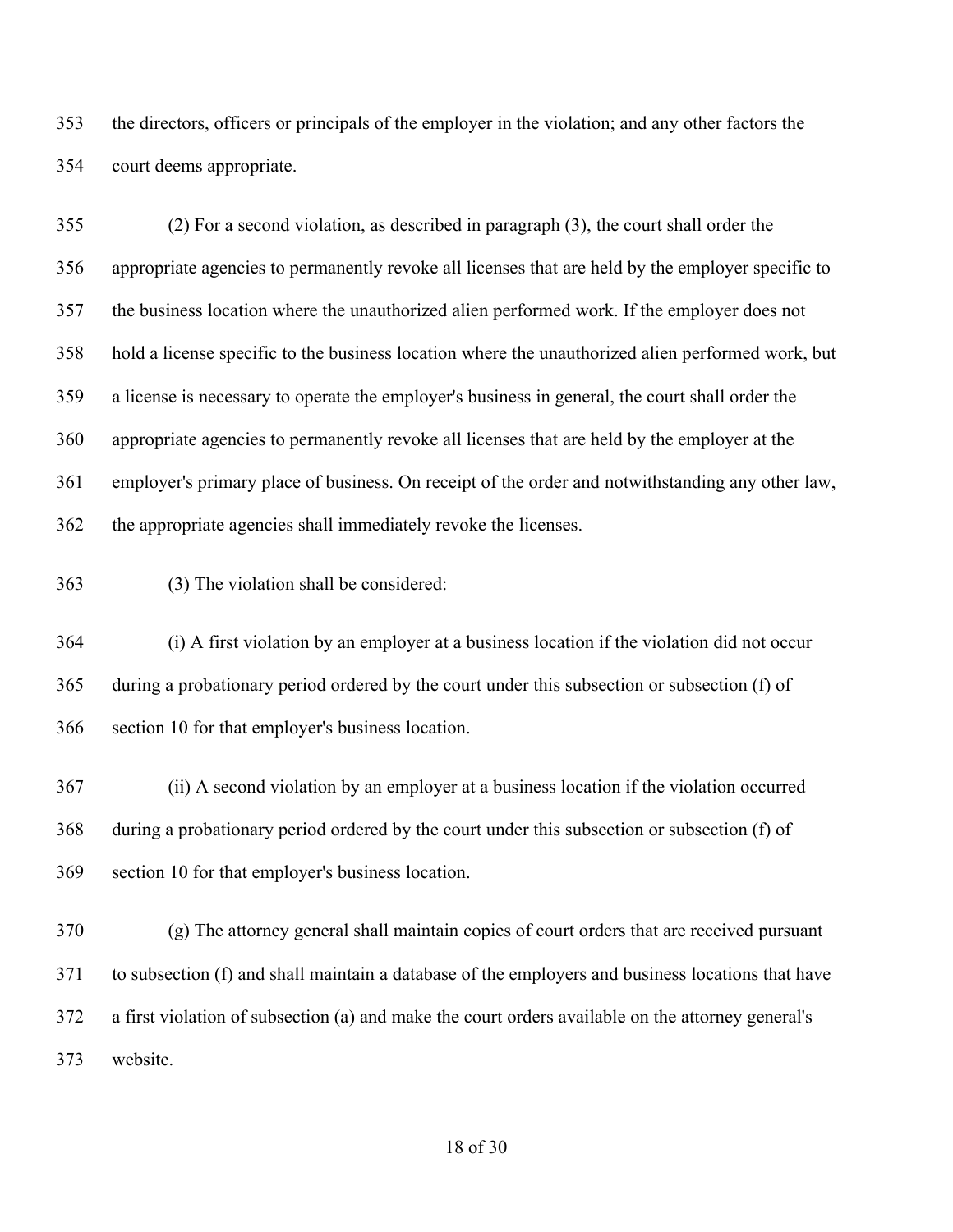the directors, officers or principals of the employer in the violation; and any other factors the court deems appropriate.

(2) For a second violation, as described in paragraph (3), the court shall order the appropriate agencies to permanently revoke all licenses that are held by the employer specific to the business location where the unauthorized alien performed work. If the employer does not hold a license specific to the business location where the unauthorized alien performed work, but a license is necessary to operate the employer's business in general, the court shall order the appropriate agencies to permanently revoke all licenses that are held by the employer at the employer's primary place of business. On receipt of the order and notwithstanding any other law, the appropriate agencies shall immediately revoke the licenses.

(3) The violation shall be considered:

(i) A first violation by an employer at a business location if the violation did not occur during a probationary period ordered by the court under this subsection or subsection (f) of section 10 for that employer's business location.

(ii) A second violation by an employer at a business location if the violation occurred during a probationary period ordered by the court under this subsection or subsection (f) of section 10 for that employer's business location.

(g) The attorney general shall maintain copies of court orders that are received pursuant to subsection (f) and shall maintain a database of the employers and business locations that have a first violation of subsection (a) and make the court orders available on the attorney general's website.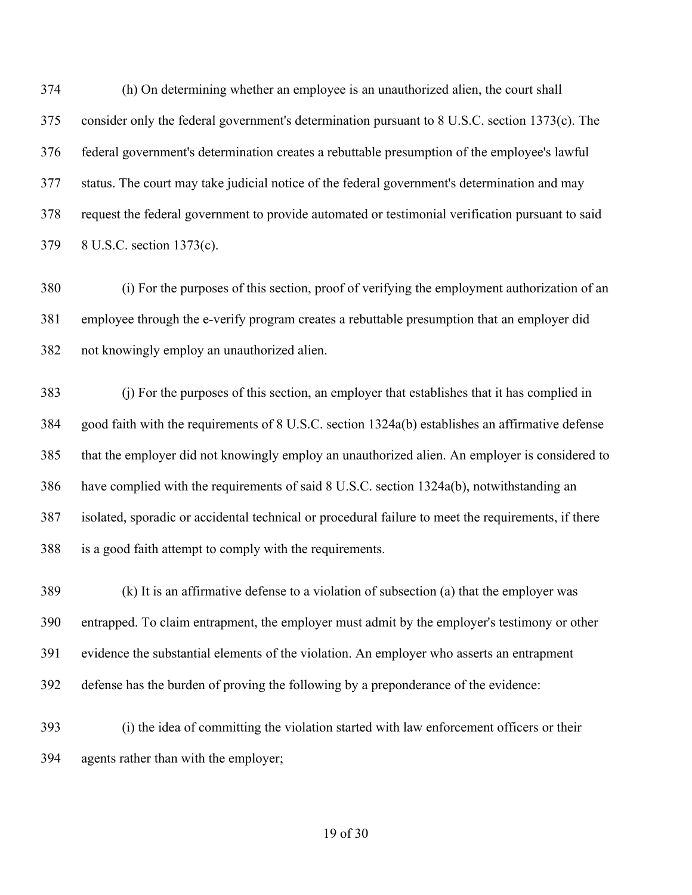(h) On determining whether an employee is an unauthorized alien, the court shall consider only the federal government's determination pursuant to 8 U.S.C. section 1373(c). The federal government's determination creates a rebuttable presumption of the employee's lawful status. The court may take judicial notice of the federal government's determination and may request the federal government to provide automated or testimonial verification pursuant to said 8 U.S.C. section 1373(c).

(i) For the purposes of this section, proof of verifying the employment authorization of an employee through the e-verify program creates a rebuttable presumption that an employer did not knowingly employ an unauthorized alien.

(j) For the purposes of this section, an employer that establishes that it has complied in good faith with the requirements of 8 U.S.C. section 1324a(b) establishes an affirmative defense that the employer did not knowingly employ an unauthorized alien. An employer is considered to have complied with the requirements of said 8 U.S.C. section 1324a(b), notwithstanding an isolated, sporadic or accidental technical or procedural failure to meet the requirements, if there is a good faith attempt to comply with the requirements.

(k) It is an affirmative defense to a violation of subsection (a) that the employer was entrapped. To claim entrapment, the employer must admit by the employer's testimony or other evidence the substantial elements of the violation. An employer who asserts an entrapment defense has the burden of proving the following by a preponderance of the evidence:

(i) the idea of committing the violation started with law enforcement officers or their agents rather than with the employer;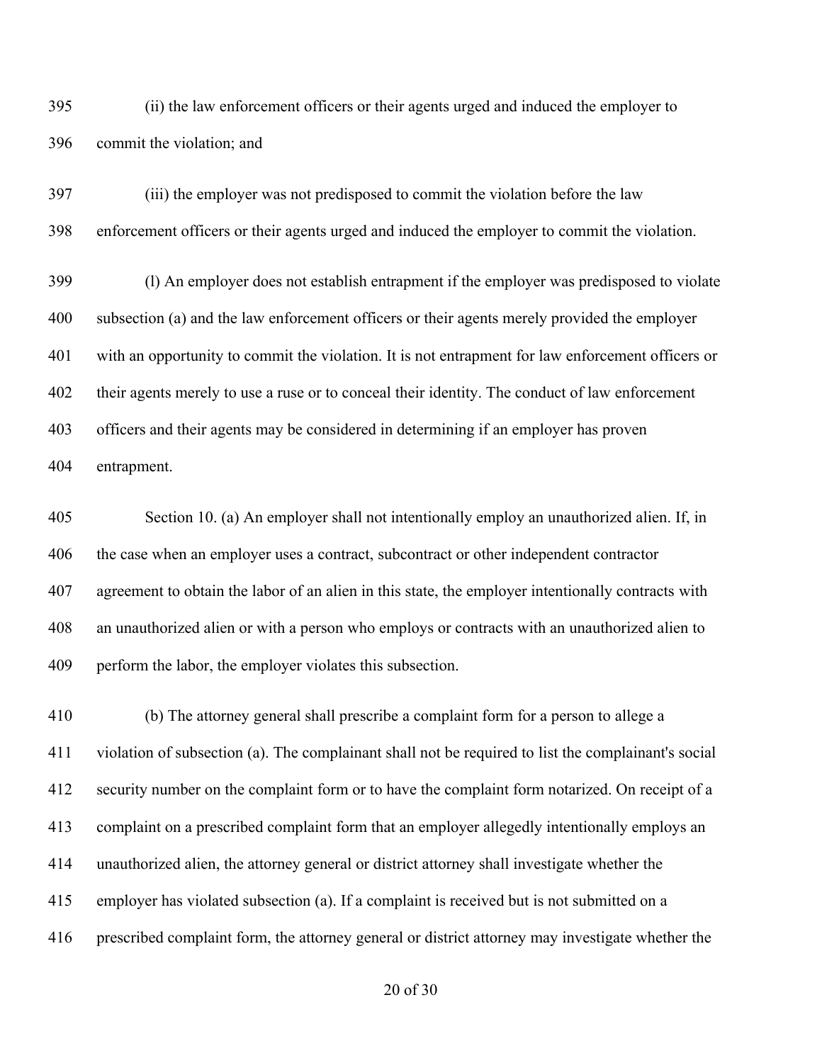(ii) the law enforcement officers or their agents urged and induced the employer to commit the violation; and

(iii) the employer was not predisposed to commit the violation before the law enforcement officers or their agents urged and induced the employer to commit the violation.

(l) An employer does not establish entrapment if the employer was predisposed to violate subsection (a) and the law enforcement officers or their agents merely provided the employer with an opportunity to commit the violation. It is not entrapment for law enforcement officers or their agents merely to use a ruse or to conceal their identity. The conduct of law enforcement officers and their agents may be considered in determining if an employer has proven entrapment.

Section 10. (a) An employer shall not intentionally employ an unauthorized alien. If, in the case when an employer uses a contract, subcontract or other independent contractor agreement to obtain the labor of an alien in this state, the employer intentionally contracts with an unauthorized alien or with a person who employs or contracts with an unauthorized alien to perform the labor, the employer violates this subsection.

(b) The attorney general shall prescribe a complaint form for a person to allege a violation of subsection (a). The complainant shall not be required to list the complainant's social security number on the complaint form or to have the complaint form notarized. On receipt of a complaint on a prescribed complaint form that an employer allegedly intentionally employs an unauthorized alien, the attorney general or district attorney shall investigate whether the employer has violated subsection (a). If a complaint is received but is not submitted on a prescribed complaint form, the attorney general or district attorney may investigate whether the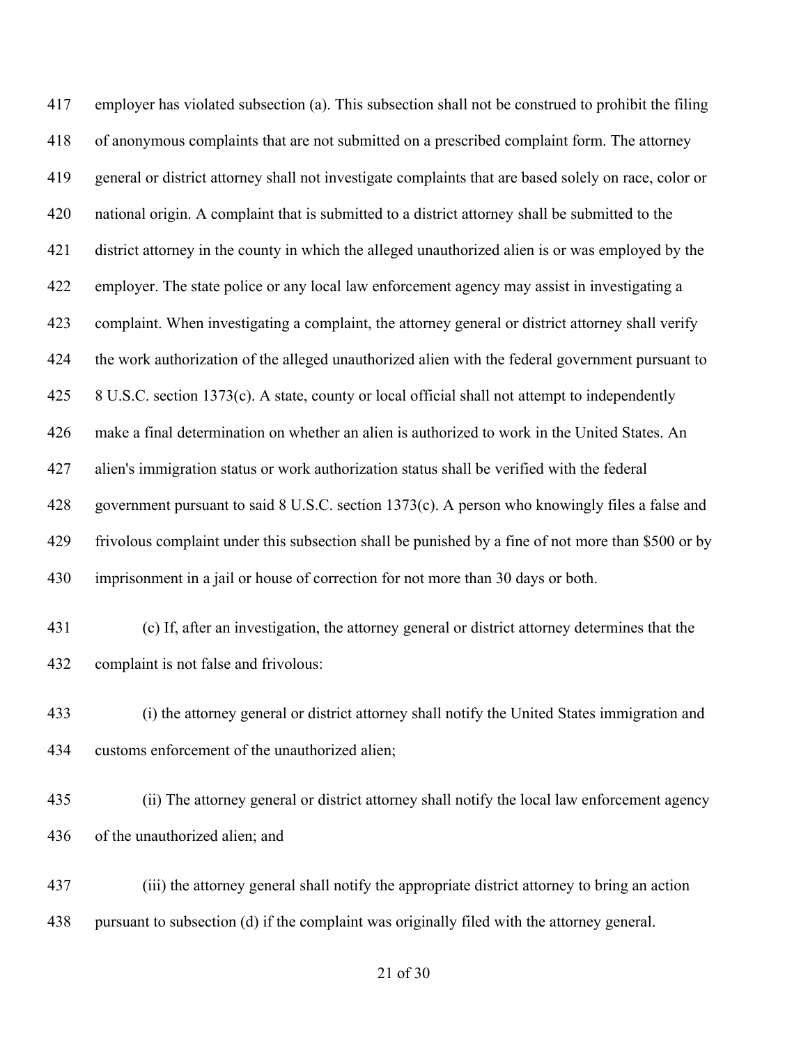employer has violated subsection (a). This subsection shall not be construed to prohibit the filing of anonymous complaints that are not submitted on a prescribed complaint form. The attorney general or district attorney shall not investigate complaints that are based solely on race, color or national origin. A complaint that is submitted to a district attorney shall be submitted to the district attorney in the county in which the alleged unauthorized alien is or was employed by the employer. The state police or any local law enforcement agency may assist in investigating a complaint. When investigating a complaint, the attorney general or district attorney shall verify the work authorization of the alleged unauthorized alien with the federal government pursuant to 8 U.S.C. section 1373(c). A state, county or local official shall not attempt to independently make a final determination on whether an alien is authorized to work in the United States. An alien's immigration status or work authorization status shall be verified with the federal government pursuant to said 8 U.S.C. section 1373(c). A person who knowingly files a false and frivolous complaint under this subsection shall be punished by a fine of not more than $500 or by imprisonment in a jail or house of correction for not more than 30 days or both.

(c) If, after an investigation, the attorney general or district attorney determines that the complaint is not false and frivolous:

(i) the attorney general or district attorney shall notify the United States immigration and customs enforcement of the unauthorized alien;

(ii) The attorney general or district attorney shall notify the local law enforcement agency of the unauthorized alien; and

(iii) the attorney general shall notify the appropriate district attorney to bring an action pursuant to subsection (d) if the complaint was originally filed with the attorney general.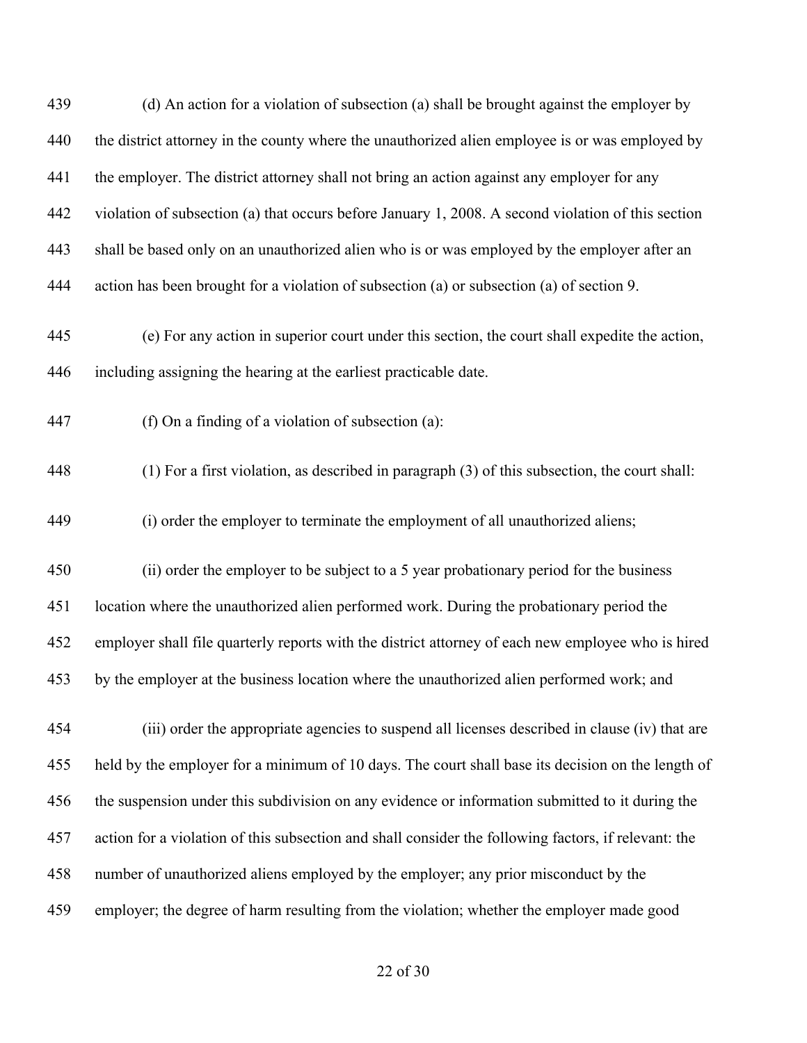(d) An action for a violation of subsection (a) shall be brought against the employer by the district attorney in the county where the unauthorized alien employee is or was employed by the employer. The district attorney shall not bring an action against any employer for any violation of subsection (a) that occurs before January 1, 2008. A second violation of this section shall be based only on an unauthorized alien who is or was employed by the employer after an action has been brought for a violation of subsection (a) or subsection (a) of section 9.

(e) For any action in superior court under this section, the court shall expedite the action, including assigning the hearing at the earliest practicable date.

(f) On a finding of a violation of subsection (a):

(1) For a first violation, as described in paragraph (3) of this subsection, the court shall:

(i) order the employer to terminate the employment of all unauthorized aliens;

(ii) order the employer to be subject to a 5 year probationary period for the business location where the unauthorized alien performed work. During the probationary period the employer shall file quarterly reports with the district attorney of each new employee who is hired by the employer at the business location where the unauthorized alien performed work; and

(iii) order the appropriate agencies to suspend all licenses described in clause (iv) that are held by the employer for a minimum of 10 days. The court shall base its decision on the length of the suspension under this subdivision on any evidence or information submitted to it during the action for a violation of this subsection and shall consider the following factors, if relevant: the number of unauthorized aliens employed by the employer; any prior misconduct by the employer; the degree of harm resulting from the violation; whether the employer made good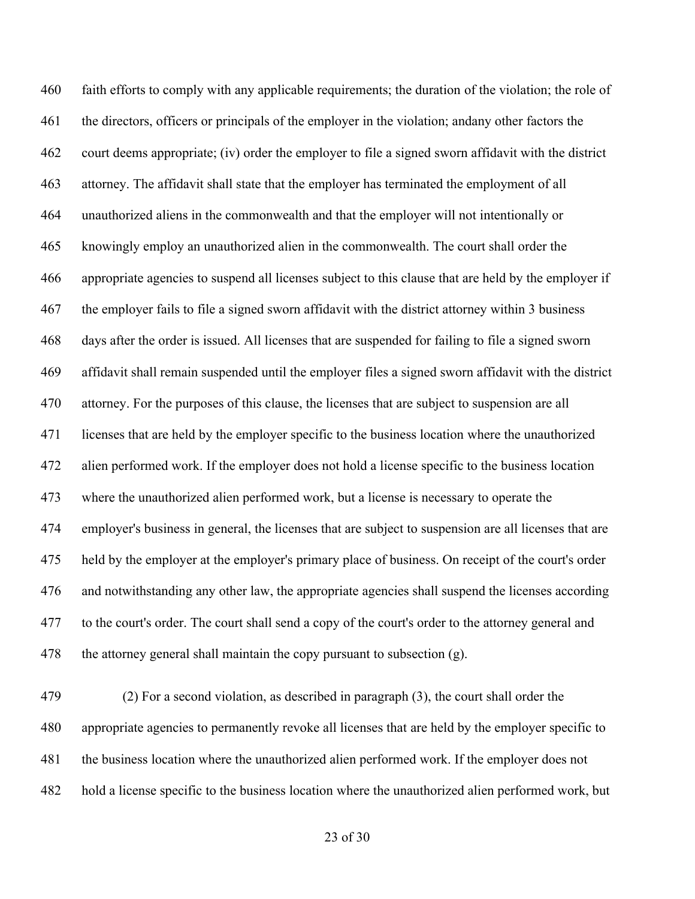faith efforts to comply with any applicable requirements; the duration of the violation; the role of the directors, officers or principals of the employer in the violation; andany other factors the court deems appropriate; (iv) order the employer to file a signed sworn affidavit with the district attorney. The affidavit shall state that the employer has terminated the employment of all unauthorized aliens in the commonwealth and that the employer will not intentionally or knowingly employ an unauthorized alien in the commonwealth. The court shall order the appropriate agencies to suspend all licenses subject to this clause that are held by the employer if the employer fails to file a signed sworn affidavit with the district attorney within 3 business days after the order is issued. All licenses that are suspended for failing to file a signed sworn affidavit shall remain suspended until the employer files a signed sworn affidavit with the district attorney. For the purposes of this clause, the licenses that are subject to suspension are all licenses that are held by the employer specific to the business location where the unauthorized alien performed work. If the employer does not hold a license specific to the business location where the unauthorized alien performed work, but a license is necessary to operate the employer's business in general, the licenses that are subject to suspension are all licenses that are held by the employer at the employer's primary place of business. On receipt of the court's order and notwithstanding any other law, the appropriate agencies shall suspend the licenses according to the court's order. The court shall send a copy of the court's order to the attorney general and the attorney general shall maintain the copy pursuant to subsection (g).

(2) For a second violation, as described in paragraph (3), the court shall order the appropriate agencies to permanently revoke all licenses that are held by the employer specific to the business location where the unauthorized alien performed work. If the employer does not hold a license specific to the business location where the unauthorized alien performed work, but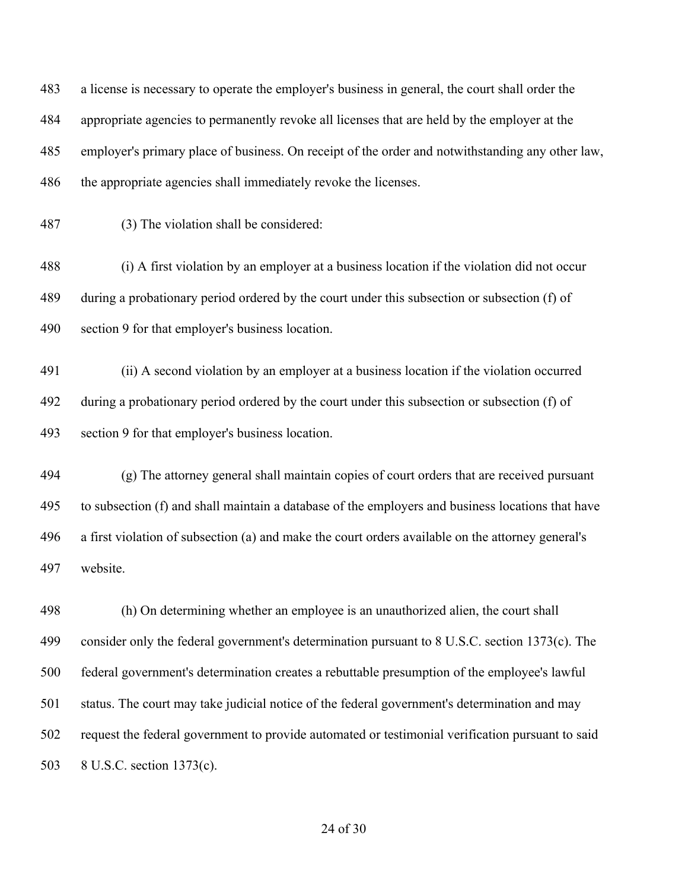a license is necessary to operate the employer's business in general, the court shall order the appropriate agencies to permanently revoke all licenses that are held by the employer at the employer's primary place of business. On receipt of the order and notwithstanding any other law, the appropriate agencies shall immediately revoke the licenses.

(3) The violation shall be considered:

(i) A first violation by an employer at a business location if the violation did not occur during a probationary period ordered by the court under this subsection or subsection (f) of section 9 for that employer's business location.

(ii) A second violation by an employer at a business location if the violation occurred during a probationary period ordered by the court under this subsection or subsection (f) of section 9 for that employer's business location.

(g) The attorney general shall maintain copies of court orders that are received pursuant to subsection (f) and shall maintain a database of the employers and business locations that have a first violation of subsection (a) and make the court orders available on the attorney general's website.

(h) On determining whether an employee is an unauthorized alien, the court shall consider only the federal government's determination pursuant to 8 U.S.C. section 1373(c). The federal government's determination creates a rebuttable presumption of the employee's lawful status. The court may take judicial notice of the federal government's determination and may request the federal government to provide automated or testimonial verification pursuant to said 8 U.S.C. section 1373(c).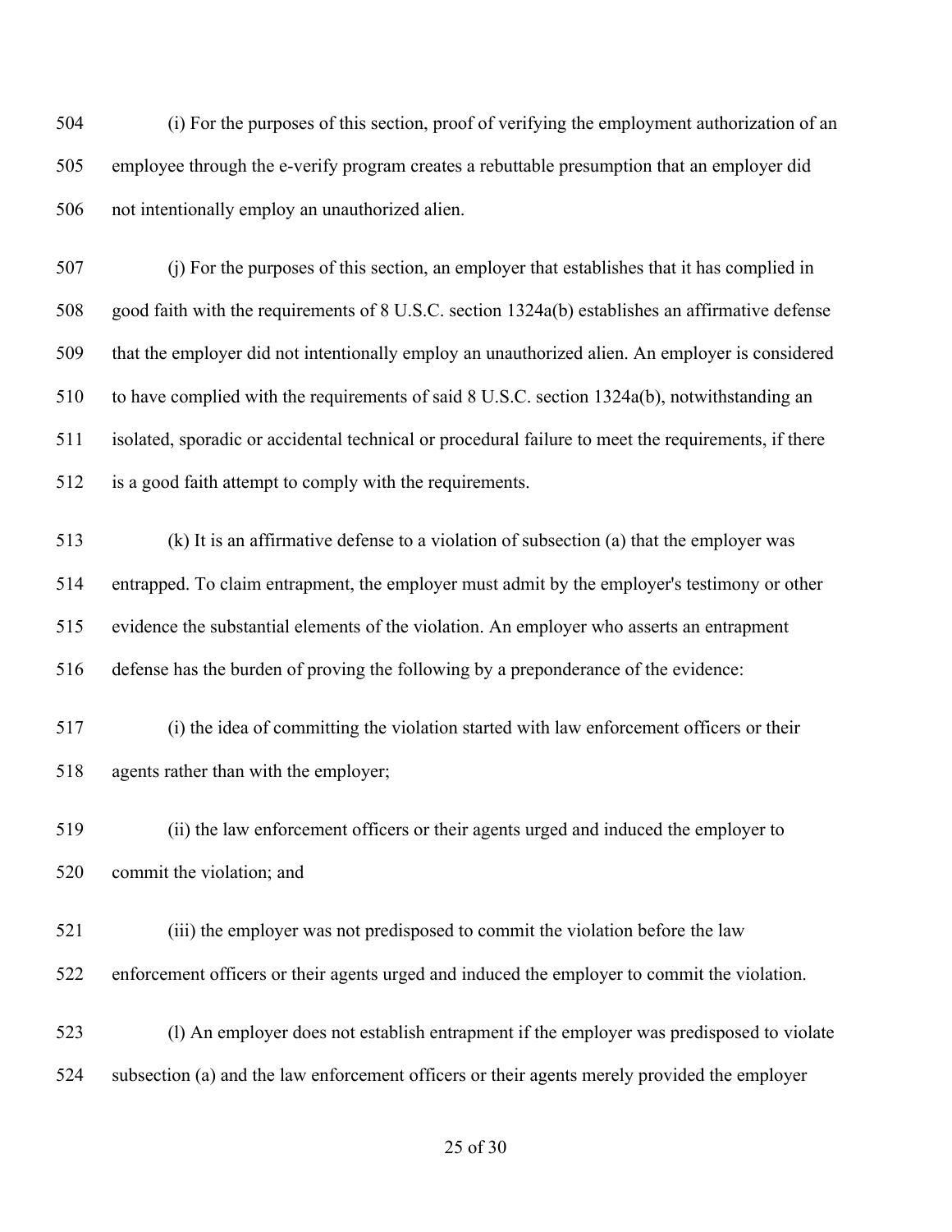(i) For the purposes of this section, proof of verifying the employment authorization of an employee through the e-verify program creates a rebuttable presumption that an employer did not intentionally employ an unauthorized alien.

(j) For the purposes of this section, an employer that establishes that it has complied in good faith with the requirements of 8 U.S.C. section 1324a(b) establishes an affirmative defense that the employer did not intentionally employ an unauthorized alien. An employer is considered to have complied with the requirements of said 8 U.S.C. section 1324a(b), notwithstanding an isolated, sporadic or accidental technical or procedural failure to meet the requirements, if there is a good faith attempt to comply with the requirements.

(k) It is an affirmative defense to a violation of subsection (a) that the employer was entrapped. To claim entrapment, the employer must admit by the employer's testimony or other evidence the substantial elements of the violation. An employer who asserts an entrapment defense has the burden of proving the following by a preponderance of the evidence:

(i) the idea of committing the violation started with law enforcement officers or their agents rather than with the employer;

(ii) the law enforcement officers or their agents urged and induced the employer to commit the violation; and

(iii) the employer was not predisposed to commit the violation before the law enforcement officers or their agents urged and induced the employer to commit the violation.

(l) An employer does not establish entrapment if the employer was predisposed to violate subsection (a) and the law enforcement officers or their agents merely provided the employer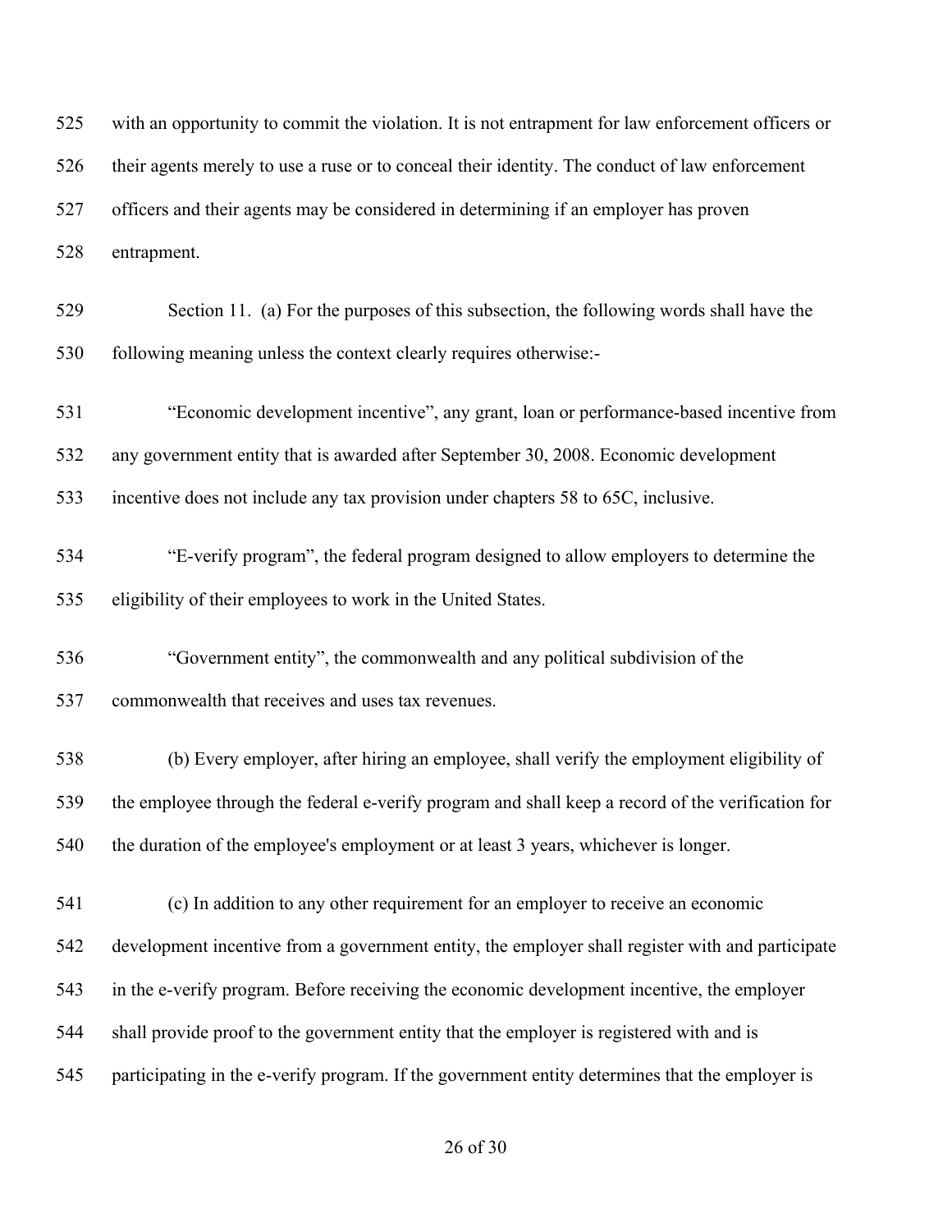with an opportunity to commit the violation. It is not entrapment for law enforcement officers or their agents merely to use a ruse or to conceal their identity. The conduct of law enforcement officers and their agents may be considered in determining if an employer has proven entrapment.

Section 11. (a) For the purposes of this subsection, the following words shall have the following meaning unless the context clearly requires otherwise:-

"Economic development incentive", any grant, loan or performance-based incentive from any government entity that is awarded after September 30, 2008. Economic development incentive does not include any tax provision under chapters 58 to 65C, inclusive.

"E-verify program", the federal program designed to allow employers to determine the eligibility of their employees to work in the United States.

"Government entity", the commonwealth and any political subdivision of the commonwealth that receives and uses tax revenues.

(b) Every employer, after hiring an employee, shall verify the employment eligibility of the employee through the federal e-verify program and shall keep a record of the verification for the duration of the employee's employment or at least 3 years, whichever is longer.

(c) In addition to any other requirement for an employer to receive an economic development incentive from a government entity, the employer shall register with and participate in the e-verify program. Before receiving the economic development incentive, the employer shall provide proof to the government entity that the employer is registered with and is participating in the e-verify program. If the government entity determines that the employer is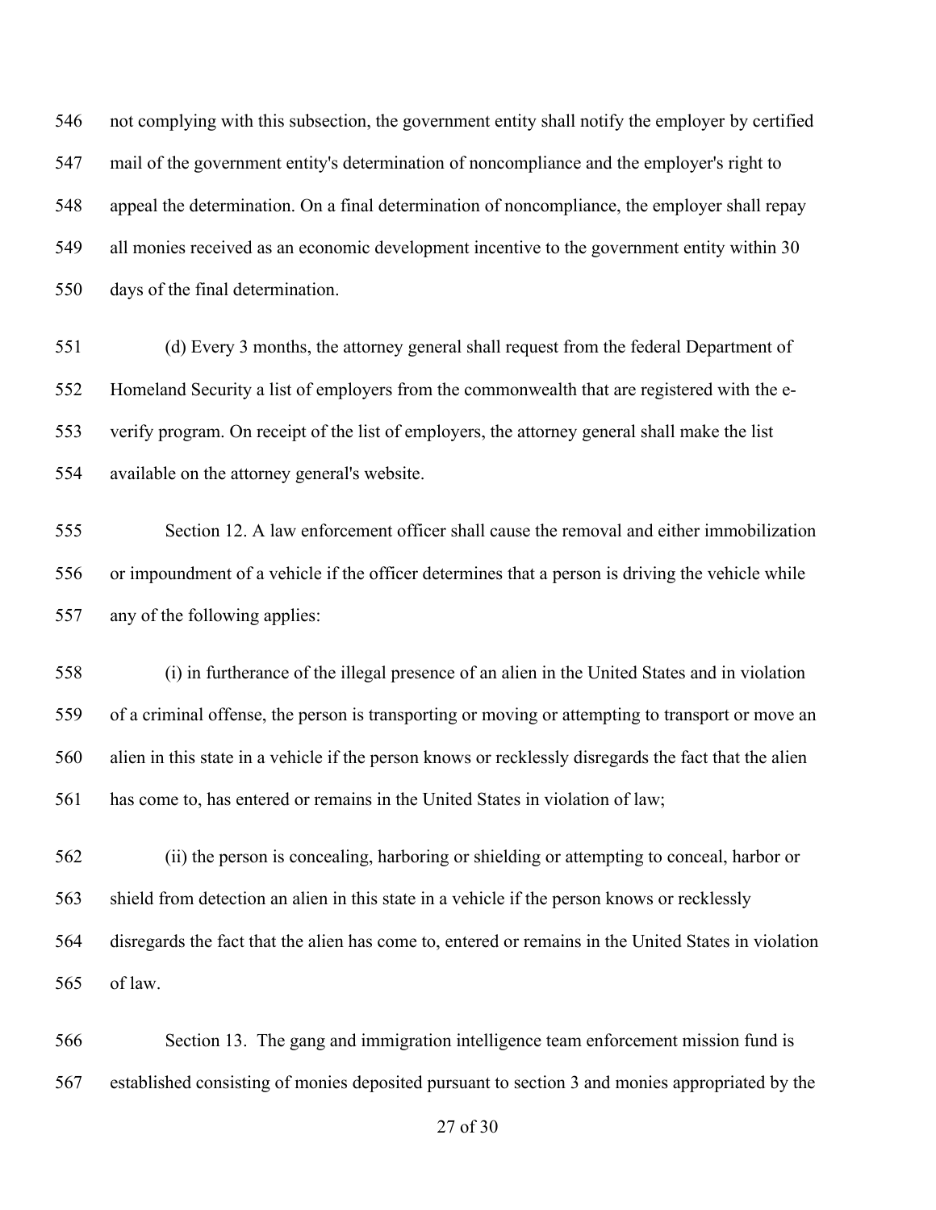not complying with this subsection, the government entity shall notify the employer by certified mail of the government entity's determination of noncompliance and the employer's right to appeal the determination. On a final determination of noncompliance, the employer shall repay all monies received as an economic development incentive to the government entity within 30 days of the final determination.

(d) Every 3 months, the attorney general shall request from the federal Department of Homeland Security a list of employers from the commonwealth that are registered with the e-verify program. On receipt of the list of employers, the attorney general shall make the list available on the attorney general's website.

Section 12. A law enforcement officer shall cause the removal and either immobilization or impoundment of a vehicle if the officer determines that a person is driving the vehicle while any of the following applies:

(i) in furtherance of the illegal presence of an alien in the United States and in violation of a criminal offense, the person is transporting or moving or attempting to transport or move an alien in this state in a vehicle if the person knows or recklessly disregards the fact that the alien has come to, has entered or remains in the United States in violation of law;

(ii) the person is concealing, harboring or shielding or attempting to conceal, harbor or shield from detection an alien in this state in a vehicle if the person knows or recklessly disregards the fact that the alien has come to, entered or remains in the United States in violation of law.

Section 13. The gang and immigration intelligence team enforcement mission fund is established consisting of monies deposited pursuant to section 3 and monies appropriated by the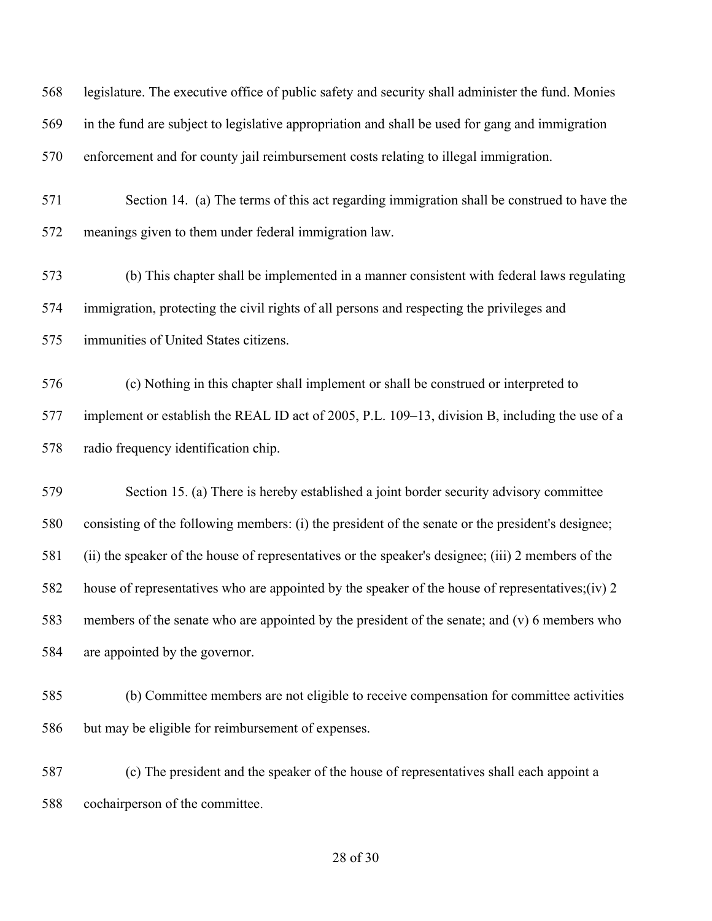legislature. The executive office of public safety and security shall administer the fund. Monies in the fund are subject to legislative appropriation and shall be used for gang and immigration enforcement and for county jail reimbursement costs relating to illegal immigration.

Section 14. (a) The terms of this act regarding immigration shall be construed to have the meanings given to them under federal immigration law.

(b) This chapter shall be implemented in a manner consistent with federal laws regulating immigration, protecting the civil rights of all persons and respecting the privileges and immunities of United States citizens.

(c) Nothing in this chapter shall implement or shall be construed or interpreted to implement or establish the REAL ID act of 2005, P.L. 109–13, division B, including the use of a radio frequency identification chip.

Section 15. (a) There is hereby established a joint border security advisory committee consisting of the following members: (i) the president of the senate or the president's designee; (ii) the speaker of the house of representatives or the speaker's designee; (iii) 2 members of the house of representatives who are appointed by the speaker of the house of representatives;(iv) 2 members of the senate who are appointed by the president of the senate; and (v) 6 members who are appointed by the governor.

(b) Committee members are not eligible to receive compensation for committee activities but may be eligible for reimbursement of expenses.

(c) The president and the speaker of the house of representatives shall each appoint a cochairperson of the committee.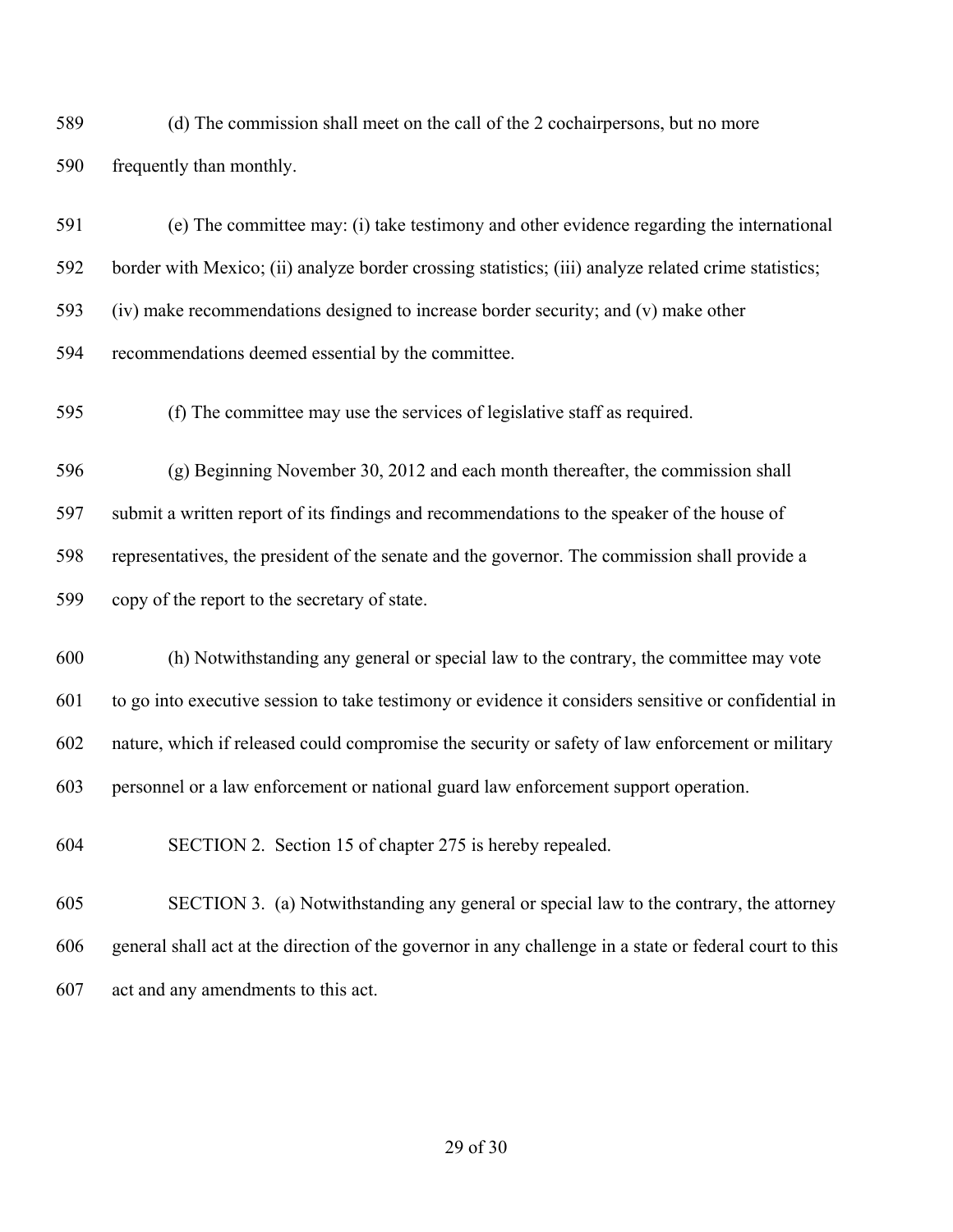589 (d) The commission shall meet on the call of the 2 cochairpersons, but no more

590 frequently than monthly.

591 (e) The committee may: (i) take testimony and other evidence regarding the international

592 border with Mexico; (ii) analyze border crossing statistics; (iii) analyze related crime statistics;

593 (iv) make recommendations designed to increase border security; and (v) make other

594 recommendations deemed essential by the committee.

595 (f) The committee may use the services of legislative staff as required.

596 (g) Beginning November 30, 2012 and each month thereafter, the commission shall

597 submit a written report of its findings and recommendations to the speaker of the house of

598 representatives, the president of the senate and the governor. The commission shall provide a

599 copy of the report to the secretary of state.

600 (h) Notwithstanding any general or special law to the contrary, the committee may vote

601 to go into executive session to take testimony or evidence it considers sensitive or confidential in

602 nature, which if released could compromise the security or safety of law enforcement or military

603 personnel or a law enforcement or national guard law enforcement support operation.

604 SECTION 2. Section 15 of chapter 275 is hereby repealed.

605 SECTION 3. (a) Notwithstanding any general or special law to the contrary, the attorney

606 general shall act at the direction of the governor in any challenge in a state or federal court to this

607 act and any amendments to this act.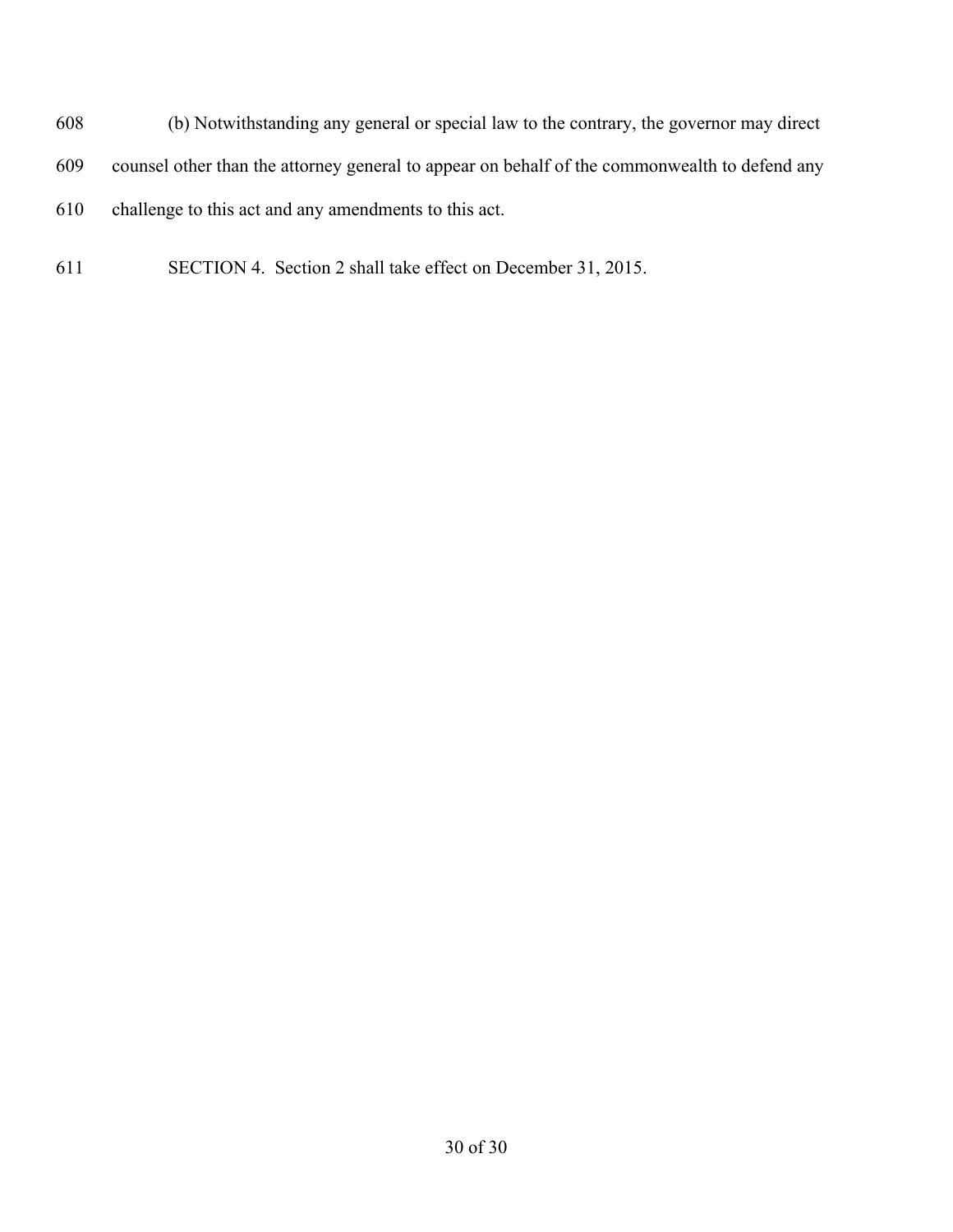(b) Notwithstanding any general or special law to the contrary, the governor may direct counsel other than the attorney general to appear on behalf of the commonwealth to defend any challenge to this act and any amendments to this act.

SECTION 4. Section 2 shall take effect on December 31, 2015.